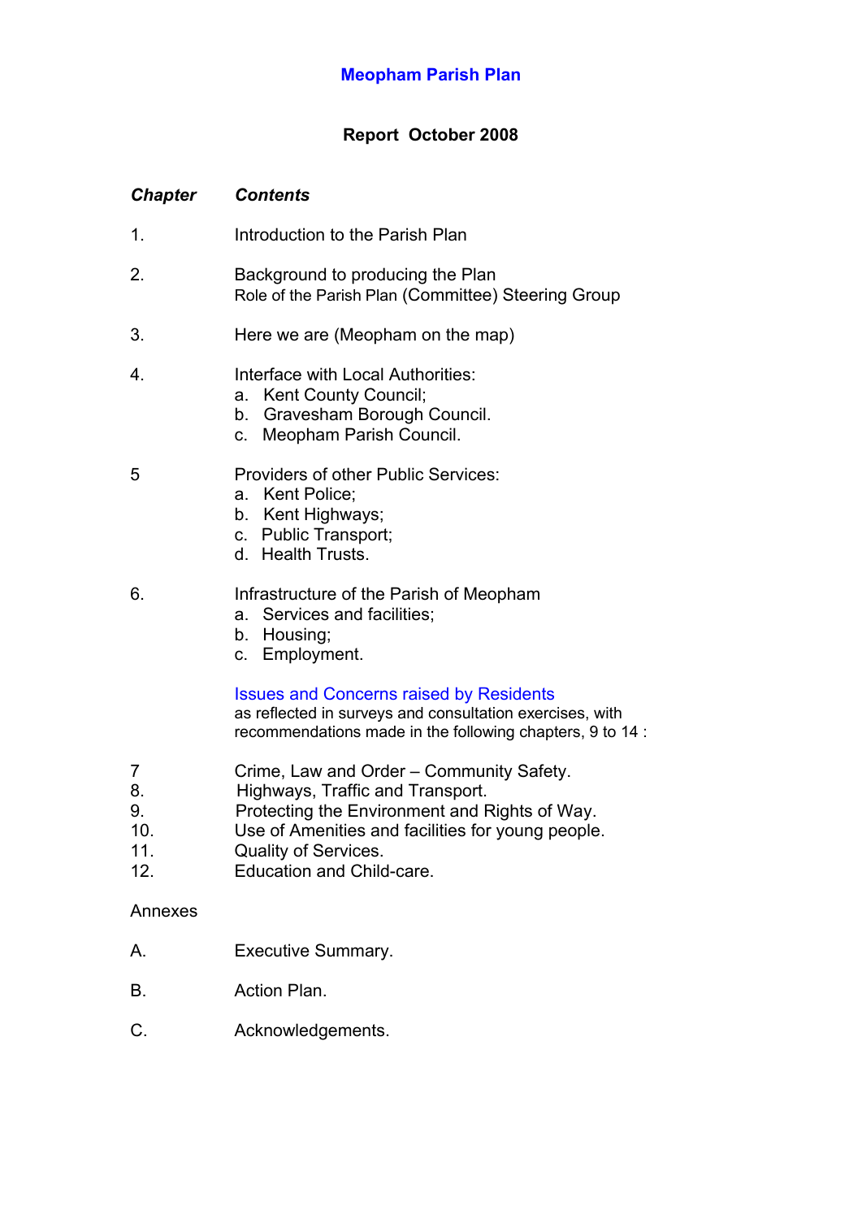# Meopham Parish Plan

## Report October 2008

| *Chapter* | *Contents* |
|---|---|
| 1. | Introduction to the Parish Plan |
| 2. | Background to producing the Plan<br>Role of the Parish Plan (Committee) Steering Group |
| 3. | Here we are (Meopham on the map) |
| 4. | Interface with Local Authorities:<br>a. Kent County Council;<br>b. Gravesham Borough Council.<br>c. Meopham Parish Council. |
| 5 | Providers of other Public Services:<br>a. Kent Police;<br>b. Kent Highways;<br>c. Public Transport;<br>d. Health Trusts. |
| 6. | Infrastructure of the Parish of Meopham<br>a. Services and facilities;<br>b. Housing;<br>c. Employment. |
| | Issues and Concerns raised by Residents<br>as reflected in surveys and consultation exercises, with recommendations made in the following chapters, 9 to 14 : |
| 7 | Crime, Law and Order – Community Safety. |
| 8. | Highways, Traffic and Transport. |
| 9. | Protecting the Environment and Rights of Way. |
| 10. | Use of Amenities and facilities for young people. |
| 11. | Quality of Services. |
| 12. | Education and Child-care. |

Annexes

| | |
|---|---|
| A. | Executive Summary. |
| B. | Action Plan. |
| C. | Acknowledgements. |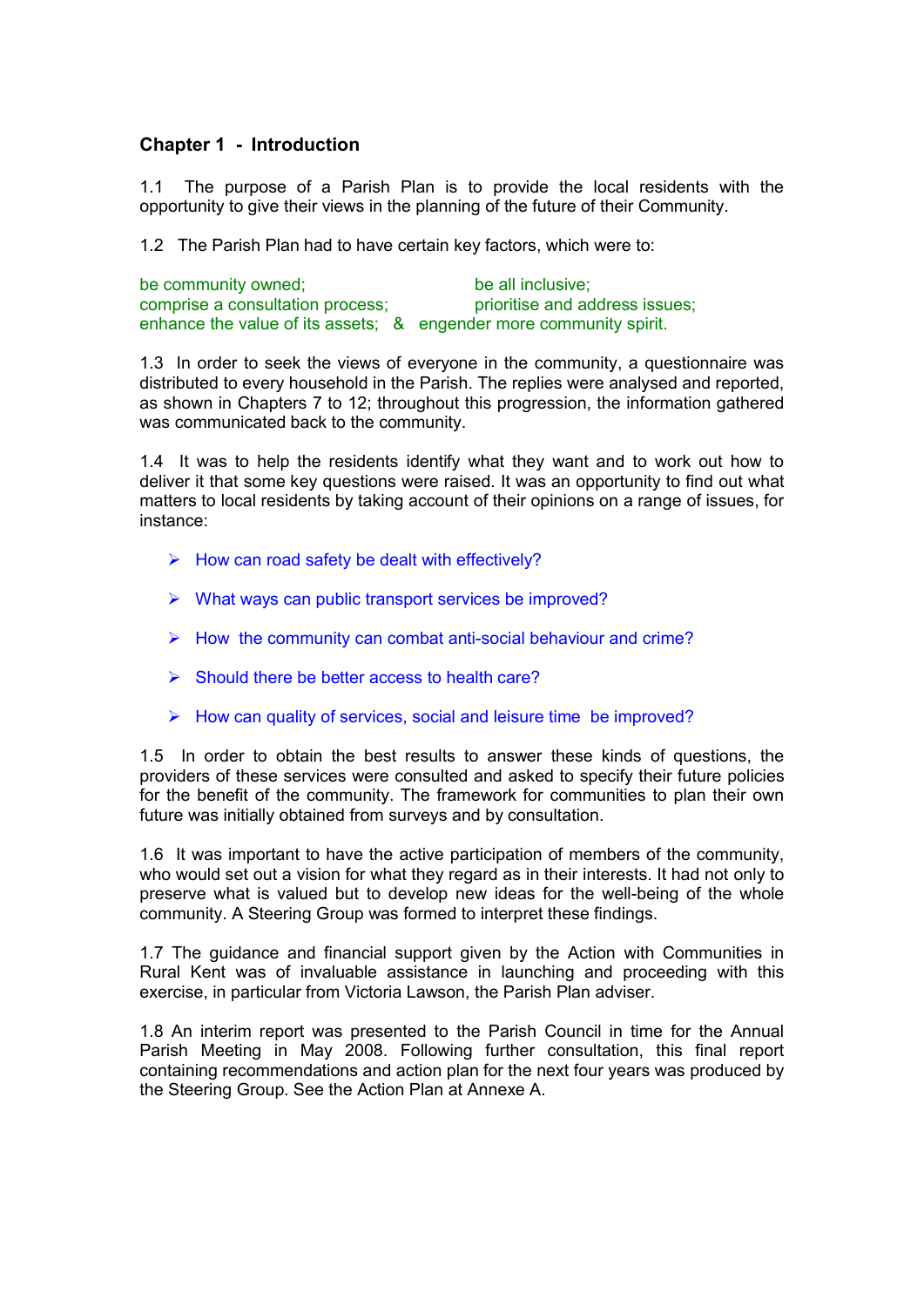## Chapter 1 - Introduction

1.1 The purpose of a Parish Plan is to provide the local residents with the opportunity to give their views in the planning of the future of their Community.

1.2 The Parish Plan had to have certain key factors, which were to:

be community owned; be all inclusive;
comprise a consultation process; prioritise and address issues;
enhance the value of its assets; & engender more community spirit.

1.3 In order to seek the views of everyone in the community, a questionnaire was distributed to every household in the Parish. The replies were analysed and reported, as shown in Chapters 7 to 12; throughout this progression, the information gathered was communicated back to the community.

1.4 It was to help the residents identify what they want and to work out how to deliver it that some key questions were raised. It was an opportunity to find out what matters to local residents by taking account of their opinions on a range of issues, for instance:

- How can road safety be dealt with effectively?
- What ways can public transport services be improved?
- How the community can combat anti-social behaviour and crime?
- Should there be better access to health care?
- How can quality of services, social and leisure time be improved?

1.5 In order to obtain the best results to answer these kinds of questions, the providers of these services were consulted and asked to specify their future policies for the benefit of the community. The framework for communities to plan their own future was initially obtained from surveys and by consultation.

1.6 It was important to have the active participation of members of the community, who would set out a vision for what they regard as in their interests. It had not only to preserve what is valued but to develop new ideas for the well-being of the whole community. A Steering Group was formed to interpret these findings.

1.7 The guidance and financial support given by the Action with Communities in Rural Kent was of invaluable assistance in launching and proceeding with this exercise, in particular from Victoria Lawson, the Parish Plan adviser.

1.8 An interim report was presented to the Parish Council in time for the Annual Parish Meeting in May 2008. Following further consultation, this final report containing recommendations and action plan for the next four years was produced by the Steering Group. See the Action Plan at Annexe A.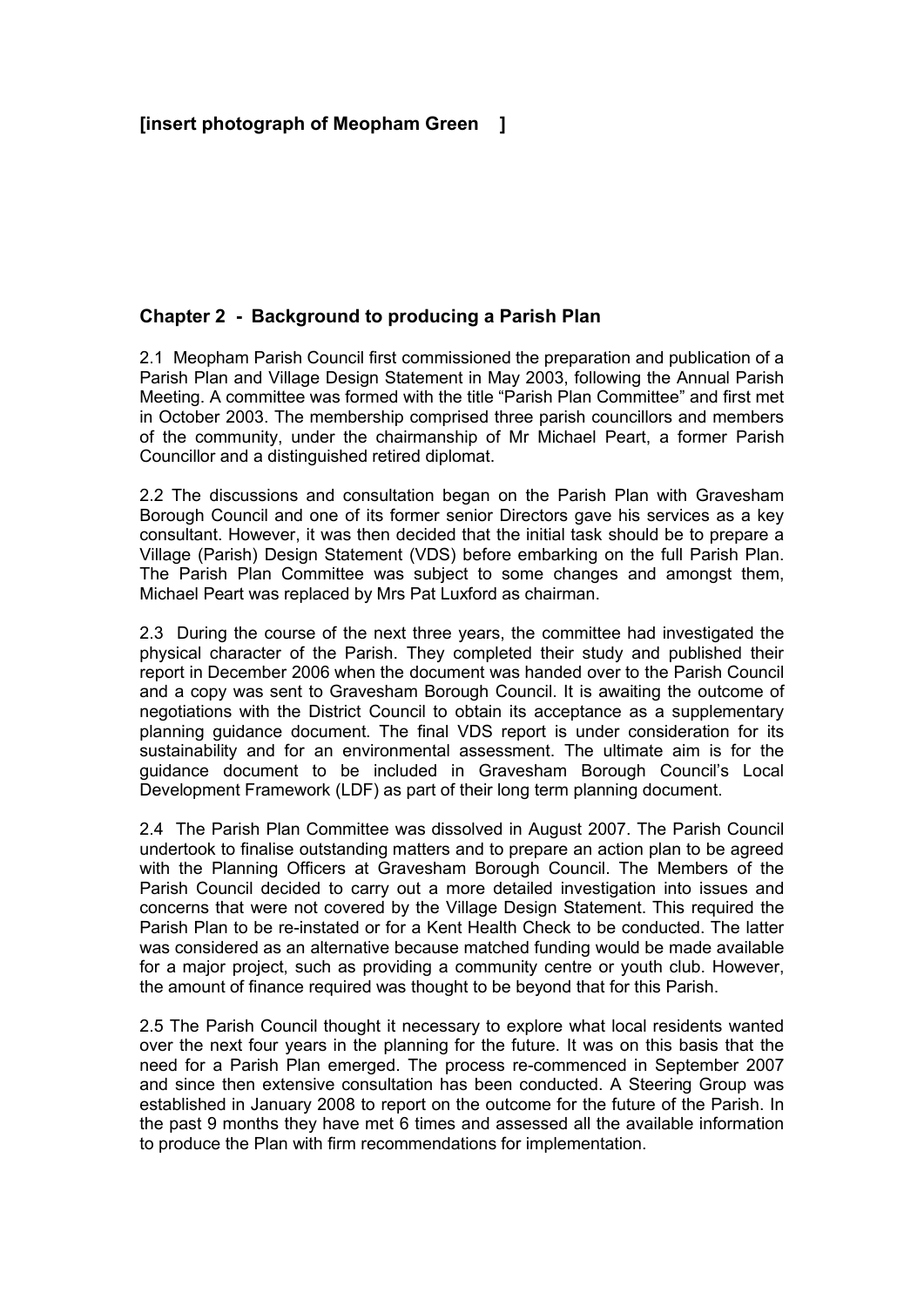**[insert photograph of Meopham Green ]**

## Chapter 2 - Background to producing a Parish Plan

2.1 Meopham Parish Council first commissioned the preparation and publication of a Parish Plan and Village Design Statement in May 2003, following the Annual Parish Meeting. A committee was formed with the title "Parish Plan Committee" and first met in October 2003. The membership comprised three parish councillors and members of the community, under the chairmanship of Mr Michael Peart, a former Parish Councillor and a distinguished retired diplomat.

2.2 The discussions and consultation began on the Parish Plan with Gravesham Borough Council and one of its former senior Directors gave his services as a key consultant. However, it was then decided that the initial task should be to prepare a Village (Parish) Design Statement (VDS) before embarking on the full Parish Plan. The Parish Plan Committee was subject to some changes and amongst them, Michael Peart was replaced by Mrs Pat Luxford as chairman.

2.3 During the course of the next three years, the committee had investigated the physical character of the Parish. They completed their study and published their report in December 2006 when the document was handed over to the Parish Council and a copy was sent to Gravesham Borough Council. It is awaiting the outcome of negotiations with the District Council to obtain its acceptance as a supplementary planning guidance document. The final VDS report is under consideration for its sustainability and for an environmental assessment. The ultimate aim is for the guidance document to be included in Gravesham Borough Council's Local Development Framework (LDF) as part of their long term planning document.

2.4 The Parish Plan Committee was dissolved in August 2007. The Parish Council undertook to finalise outstanding matters and to prepare an action plan to be agreed with the Planning Officers at Gravesham Borough Council. The Members of the Parish Council decided to carry out a more detailed investigation into issues and concerns that were not covered by the Village Design Statement. This required the Parish Plan to be re-instated or for a Kent Health Check to be conducted. The latter was considered as an alternative because matched funding would be made available for a major project, such as providing a community centre or youth club. However, the amount of finance required was thought to be beyond that for this Parish.

2.5 The Parish Council thought it necessary to explore what local residents wanted over the next four years in the planning for the future. It was on this basis that the need for a Parish Plan emerged. The process re-commenced in September 2007 and since then extensive consultation has been conducted. A Steering Group was established in January 2008 to report on the outcome for the future of the Parish. In the past 9 months they have met 6 times and assessed all the available information to produce the Plan with firm recommendations for implementation.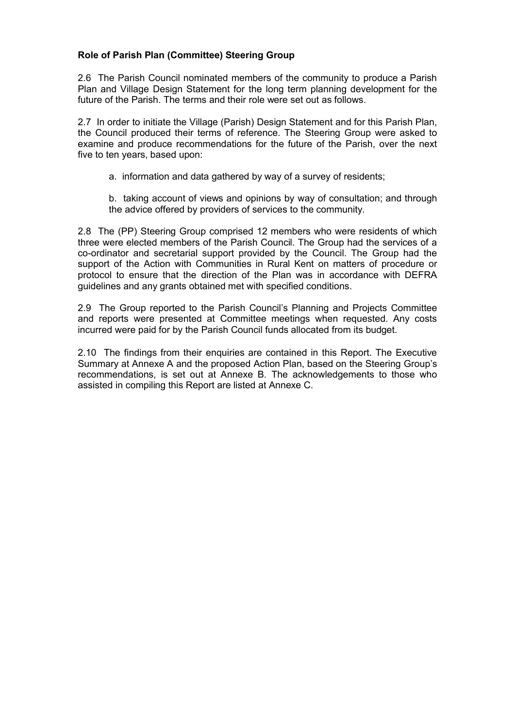**Role of Parish Plan (Committee) Steering Group**

2.6 The Parish Council nominated members of the community to produce a Parish Plan and Village Design Statement for the long term planning development for the future of the Parish. The terms and their role were set out as follows.

2.7 In order to initiate the Village (Parish) Design Statement and for this Parish Plan, the Council produced their terms of reference. The Steering Group were asked to examine and produce recommendations for the future of the Parish, over the next five to ten years, based upon:

> a. information and data gathered by way of a survey of residents;
>
> b. taking account of views and opinions by way of consultation; and through the advice offered by providers of services to the community.

2.8 The (PP) Steering Group comprised 12 members who were residents of which three were elected members of the Parish Council. The Group had the services of a co-ordinator and secretarial support provided by the Council. The Group had the support of the Action with Communities in Rural Kent on matters of procedure or protocol to ensure that the direction of the Plan was in accordance with DEFRA guidelines and any grants obtained met with specified conditions.

2.9 The Group reported to the Parish Council's Planning and Projects Committee and reports were presented at Committee meetings when requested. Any costs incurred were paid for by the Parish Council funds allocated from its budget.

2.10 The findings from their enquiries are contained in this Report. The Executive Summary at Annexe A and the proposed Action Plan, based on the Steering Group's recommendations, is set out at Annexe B. The acknowledgements to those who assisted in compiling this Report are listed at Annexe C.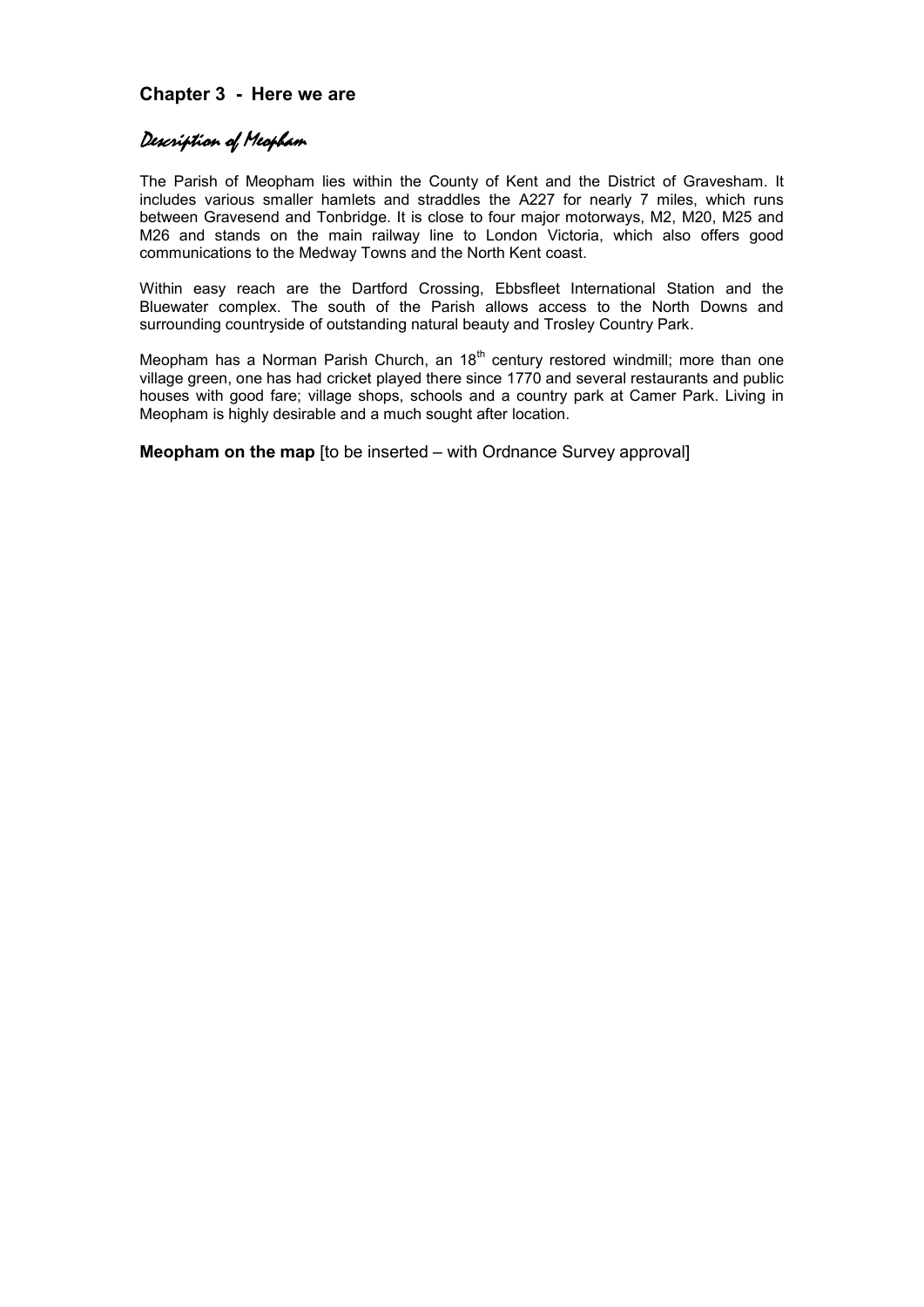## Chapter 3 - Here we are

### *Description of Meopham*

The Parish of Meopham lies within the County of Kent and the District of Gravesham. It includes various smaller hamlets and straddles the A227 for nearly 7 miles, which runs between Gravesend and Tonbridge. It is close to four major motorways, M2, M20, M25 and M26 and stands on the main railway line to London Victoria, which also offers good communications to the Medway Towns and the North Kent coast.

Within easy reach are the Dartford Crossing, Ebbsfleet International Station and the Bluewater complex. The south of the Parish allows access to the North Downs and surrounding countryside of outstanding natural beauty and Trosley Country Park.

Meopham has a Norman Parish Church, an 18th century restored windmill; more than one village green, one has had cricket played there since 1770 and several restaurants and public houses with good fare; village shops, schools and a country park at Camer Park. Living in Meopham is highly desirable and a much sought after location.

**Meopham on the map** [to be inserted – with Ordnance Survey approval]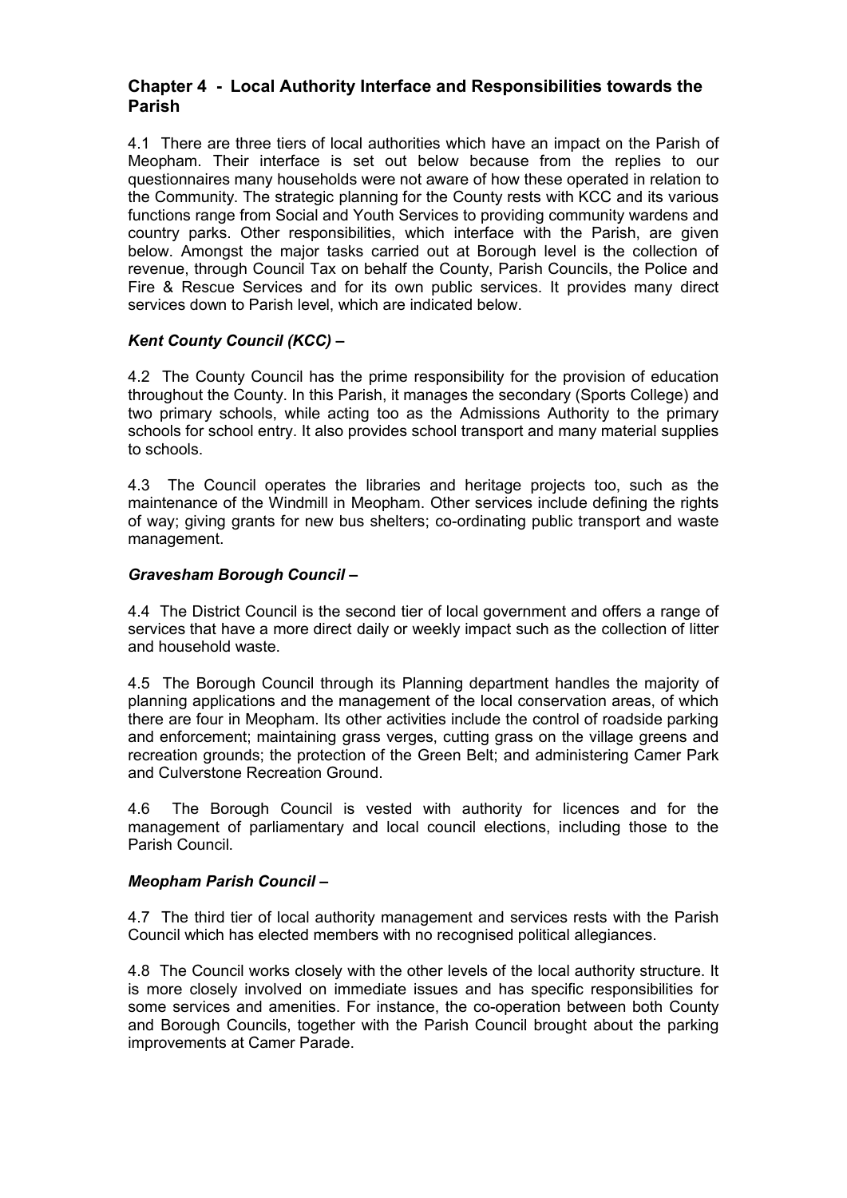## Chapter 4 - Local Authority Interface and Responsibilities towards the Parish

4.1 There are three tiers of local authorities which have an impact on the Parish of Meopham. Their interface is set out below because from the replies to our questionnaires many households were not aware of how these operated in relation to the Community. The strategic planning for the County rests with KCC and its various functions range from Social and Youth Services to providing community wardens and country parks. Other responsibilities, which interface with the Parish, are given below. Amongst the major tasks carried out at Borough level is the collection of revenue, through Council Tax on behalf the County, Parish Councils, the Police and Fire & Rescue Services and for its own public services. It provides many direct services down to Parish level, which are indicated below.

### *Kent County Council (KCC) –*

4.2 The County Council has the prime responsibility for the provision of education throughout the County. In this Parish, it manages the secondary (Sports College) and two primary schools, while acting too as the Admissions Authority to the primary schools for school entry. It also provides school transport and many material supplies to schools.

4.3 The Council operates the libraries and heritage projects too, such as the maintenance of the Windmill in Meopham. Other services include defining the rights of way; giving grants for new bus shelters; co-ordinating public transport and waste management.

### *Gravesham Borough Council –*

4.4 The District Council is the second tier of local government and offers a range of services that have a more direct daily or weekly impact such as the collection of litter and household waste.

4.5 The Borough Council through its Planning department handles the majority of planning applications and the management of the local conservation areas, of which there are four in Meopham. Its other activities include the control of roadside parking and enforcement; maintaining grass verges, cutting grass on the village greens and recreation grounds; the protection of the Green Belt; and administering Camer Park and Culverstone Recreation Ground.

4.6 The Borough Council is vested with authority for licences and for the management of parliamentary and local council elections, including those to the Parish Council.

### *Meopham Parish Council –*

4.7 The third tier of local authority management and services rests with the Parish Council which has elected members with no recognised political allegiances.

4.8 The Council works closely with the other levels of the local authority structure. It is more closely involved on immediate issues and has specific responsibilities for some services and amenities. For instance, the co-operation between both County and Borough Councils, together with the Parish Council brought about the parking improvements at Camer Parade.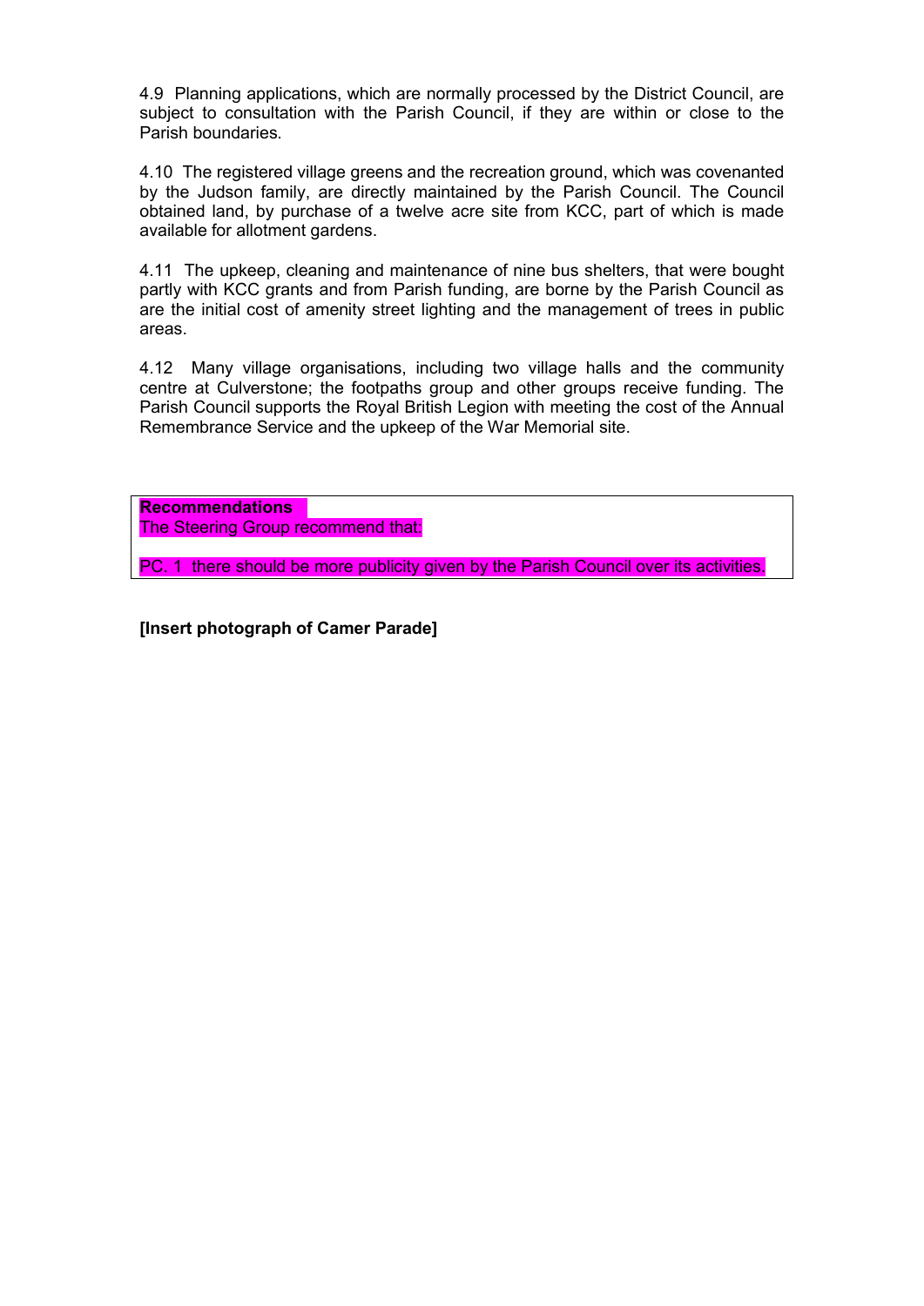4.9 Planning applications, which are normally processed by the District Council, are subject to consultation with the Parish Council, if they are within or close to the Parish boundaries.

4.10 The registered village greens and the recreation ground, which was covenanted by the Judson family, are directly maintained by the Parish Council. The Council obtained land, by purchase of a twelve acre site from KCC, part of which is made available for allotment gardens.

4.11 The upkeep, cleaning and maintenance of nine bus shelters, that were bought partly with KCC grants and from Parish funding, are borne by the Parish Council as are the initial cost of amenity street lighting and the management of trees in public areas.

4.12 Many village organisations, including two village halls and the community centre at Culverstone; the footpaths group and other groups receive funding. The Parish Council supports the Royal British Legion with meeting the cost of the Annual Remembrance Service and the upkeep of the War Memorial site.

**Recommendations**
The Steering Group recommend that:

PC. 1 there should be more publicity given by the Parish Council over its activities.

**[Insert photograph of Camer Parade]**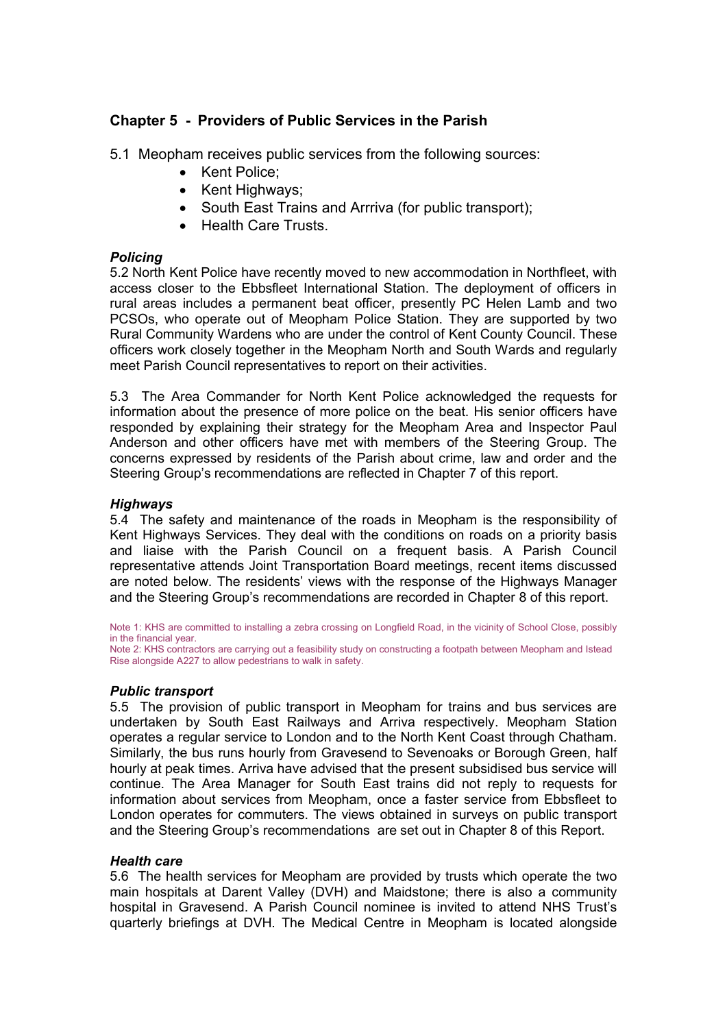## Chapter 5 - Providers of Public Services in the Parish

5.1 Meopham receives public services from the following sources:

- Kent Police;
- Kent Highways;
- South East Trains and Arrriva (for public transport);
- Health Care Trusts.

### *Policing*

5.2 North Kent Police have recently moved to new accommodation in Northfleet, with access closer to the Ebbsfleet International Station. The deployment of officers in rural areas includes a permanent beat officer, presently PC Helen Lamb and two PCSOs, who operate out of Meopham Police Station. They are supported by two Rural Community Wardens who are under the control of Kent County Council. These officers work closely together in the Meopham North and South Wards and regularly meet Parish Council representatives to report on their activities.

5.3 The Area Commander for North Kent Police acknowledged the requests for information about the presence of more police on the beat. His senior officers have responded by explaining their strategy for the Meopham Area and Inspector Paul Anderson and other officers have met with members of the Steering Group. The concerns expressed by residents of the Parish about crime, law and order and the Steering Group's recommendations are reflected in Chapter 7 of this report.

### *Highways*

5.4 The safety and maintenance of the roads in Meopham is the responsibility of Kent Highways Services. They deal with the conditions on roads on a priority basis and liaise with the Parish Council on a frequent basis. A Parish Council representative attends Joint Transportation Board meetings, recent items discussed are noted below. The residents' views with the response of the Highways Manager and the Steering Group's recommendations are recorded in Chapter 8 of this report.

Note 1: KHS are committed to installing a zebra crossing on Longfield Road, in the vicinity of School Close, possibly in the financial year.
Note 2: KHS contractors are carrying out a feasibility study on constructing a footpath between Meopham and Istead Rise alongside A227 to allow pedestrians to walk in safety.

### *Public transport*

5.5 The provision of public transport in Meopham for trains and bus services are undertaken by South East Railways and Arriva respectively. Meopham Station operates a regular service to London and to the North Kent Coast through Chatham. Similarly, the bus runs hourly from Gravesend to Sevenoaks or Borough Green, half hourly at peak times. Arriva have advised that the present subsidised bus service will continue. The Area Manager for South East trains did not reply to requests for information about services from Meopham, once a faster service from Ebbsfleet to London operates for commuters. The views obtained in surveys on public transport and the Steering Group's recommendations are set out in Chapter 8 of this Report.

### *Health care*

5.6 The health services for Meopham are provided by trusts which operate the two main hospitals at Darent Valley (DVH) and Maidstone; there is also a community hospital in Gravesend. A Parish Council nominee is invited to attend NHS Trust's quarterly briefings at DVH. The Medical Centre in Meopham is located alongside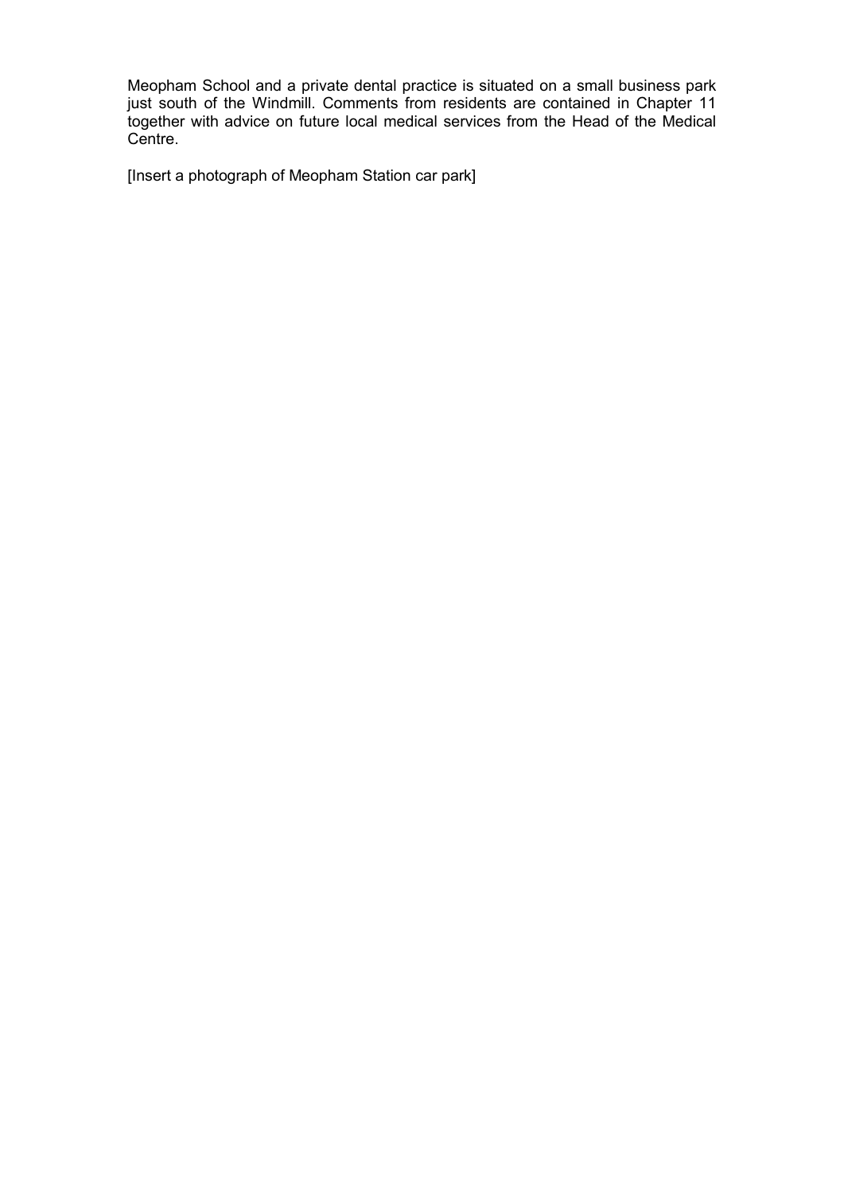Meopham School and a private dental practice is situated on a small business park just south of the Windmill. Comments from residents are contained in Chapter 11 together with advice on future local medical services from the Head of the Medical Centre.

[Insert a photograph of Meopham Station car park]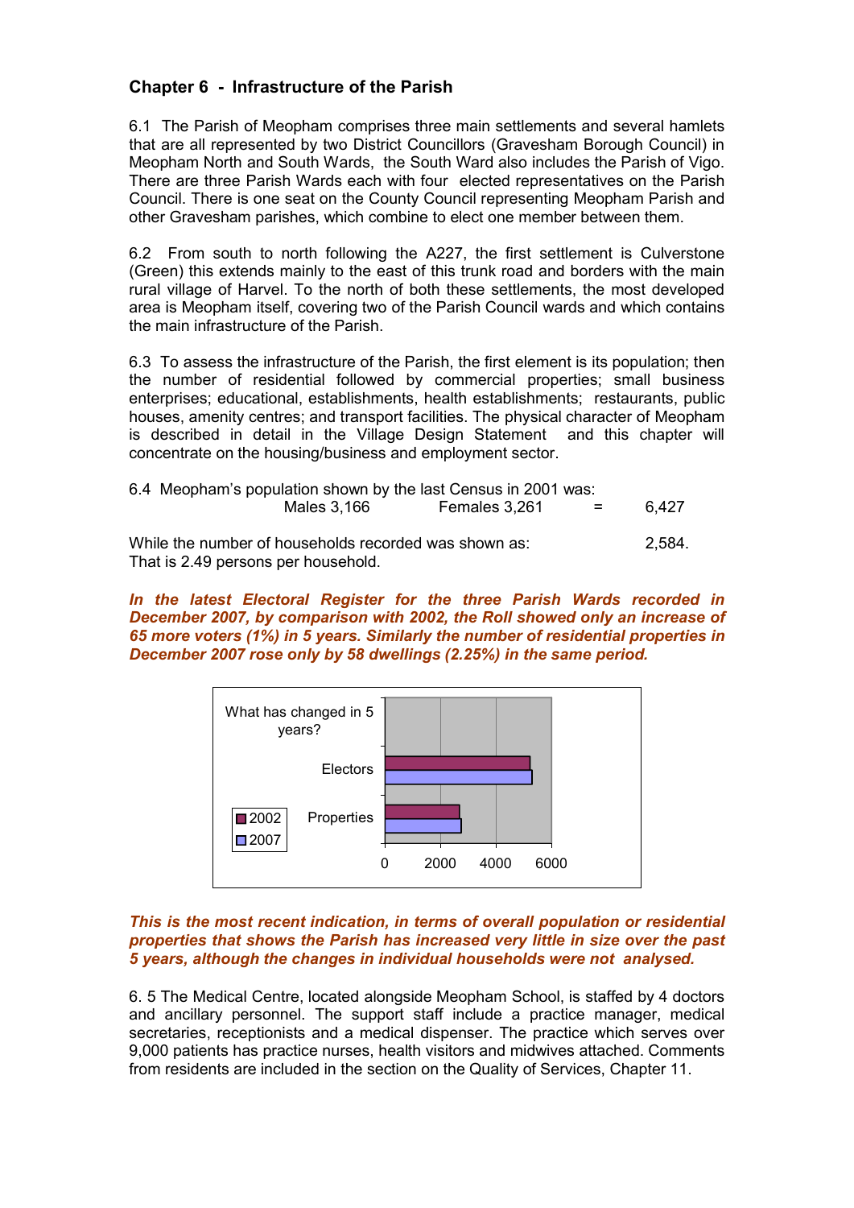## Chapter 6 - Infrastructure of the Parish

6.1 The Parish of Meopham comprises three main settlements and several hamlets that are all represented by two District Councillors (Gravesham Borough Council) in Meopham North and South Wards, the South Ward also includes the Parish of Vigo. There are three Parish Wards each with four elected representatives on the Parish Council. There is one seat on the County Council representing Meopham Parish and other Gravesham parishes, which combine to elect one member between them.

6.2 From south to north following the A227, the first settlement is Culverstone (Green) this extends mainly to the east of this trunk road and borders with the main rural village of Harvel. To the north of both these settlements, the most developed area is Meopham itself, covering two of the Parish Council wards and which contains the main infrastructure of the Parish.

6.3 To assess the infrastructure of the Parish, the first element is its population; then the number of residential followed by commercial properties; small business enterprises; educational, establishments, health establishments; restaurants, public houses, amenity centres; and transport facilities. The physical character of Meopham is described in detail in the Village Design Statement and this chapter will concentrate on the housing/business and employment sector.

6.4 Meopham's population shown by the last Census in 2001 was:

Males 3,166 Females 3,261 = 6,427

While the number of households recorded was shown as: 2,584.
That is 2.49 persons per household.

***In the latest Electoral Register for the three Parish Wards recorded in December 2007, by comparison with 2002, the Roll showed only an increase of 65 more voters (1%) in 5 years. Similarly the number of residential properties in December 2007 rose only by 58 dwellings (2.25%) in the same period.***

What has changed in 5 years?

Electors
Properties

2002
2007

0 2000 4000 6000

***This is the most recent indication, in terms of overall population or residential properties that shows the Parish has increased very little in size over the past 5 years, although the changes in individual households were not analysed.***

6.5 The Medical Centre, located alongside Meopham School, is staffed by 4 doctors and ancillary personnel. The support staff include a practice manager, medical secretaries, receptionists and a medical dispenser. The practice which serves over 9,000 patients has practice nurses, health visitors and midwives attached. Comments from residents are included in the section on the Quality of Services, Chapter 11.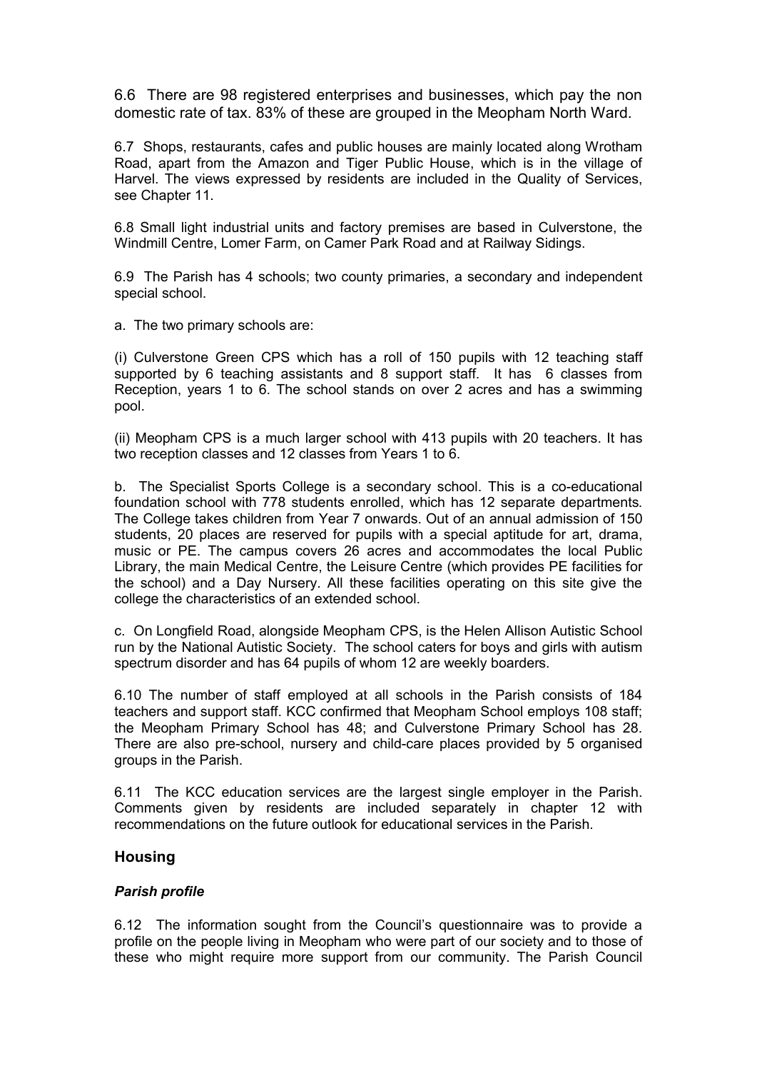6.6 There are 98 registered enterprises and businesses, which pay the non domestic rate of tax. 83% of these are grouped in the Meopham North Ward.

6.7 Shops, restaurants, cafes and public houses are mainly located along Wrotham Road, apart from the Amazon and Tiger Public House, which is in the village of Harvel. The views expressed by residents are included in the Quality of Services, see Chapter 11.

6.8 Small light industrial units and factory premises are based in Culverstone, the Windmill Centre, Lomer Farm, on Camer Park Road and at Railway Sidings.

6.9 The Parish has 4 schools; two county primaries, a secondary and independent special school.

a. The two primary schools are:

(i) Culverstone Green CPS which has a roll of 150 pupils with 12 teaching staff supported by 6 teaching assistants and 8 support staff. It has 6 classes from Reception, years 1 to 6. The school stands on over 2 acres and has a swimming pool.

(ii) Meopham CPS is a much larger school with 413 pupils with 20 teachers. It has two reception classes and 12 classes from Years 1 to 6.

b. The Specialist Sports College is a secondary school. This is a co-educational foundation school with 778 students enrolled, which has 12 separate departments. The College takes children from Year 7 onwards. Out of an annual admission of 150 students, 20 places are reserved for pupils with a special aptitude for art, drama, music or PE. The campus covers 26 acres and accommodates the local Public Library, the main Medical Centre, the Leisure Centre (which provides PE facilities for the school) and a Day Nursery. All these facilities operating on this site give the college the characteristics of an extended school.

c. On Longfield Road, alongside Meopham CPS, is the Helen Allison Autistic School run by the National Autistic Society. The school caters for boys and girls with autism spectrum disorder and has 64 pupils of whom 12 are weekly boarders.

6.10 The number of staff employed at all schools in the Parish consists of 184 teachers and support staff. KCC confirmed that Meopham School employs 108 staff; the Meopham Primary School has 48; and Culverstone Primary School has 28. There are also pre-school, nursery and child-care places provided by 5 organised groups in the Parish.

6.11 The KCC education services are the largest single employer in the Parish. Comments given by residents are included separately in chapter 12 with recommendations on the future outlook for educational services in the Parish.

## Housing

### *Parish profile*

6.12 The information sought from the Council's questionnaire was to provide a profile on the people living in Meopham who were part of our society and to those of these who might require more support from our community. The Parish Council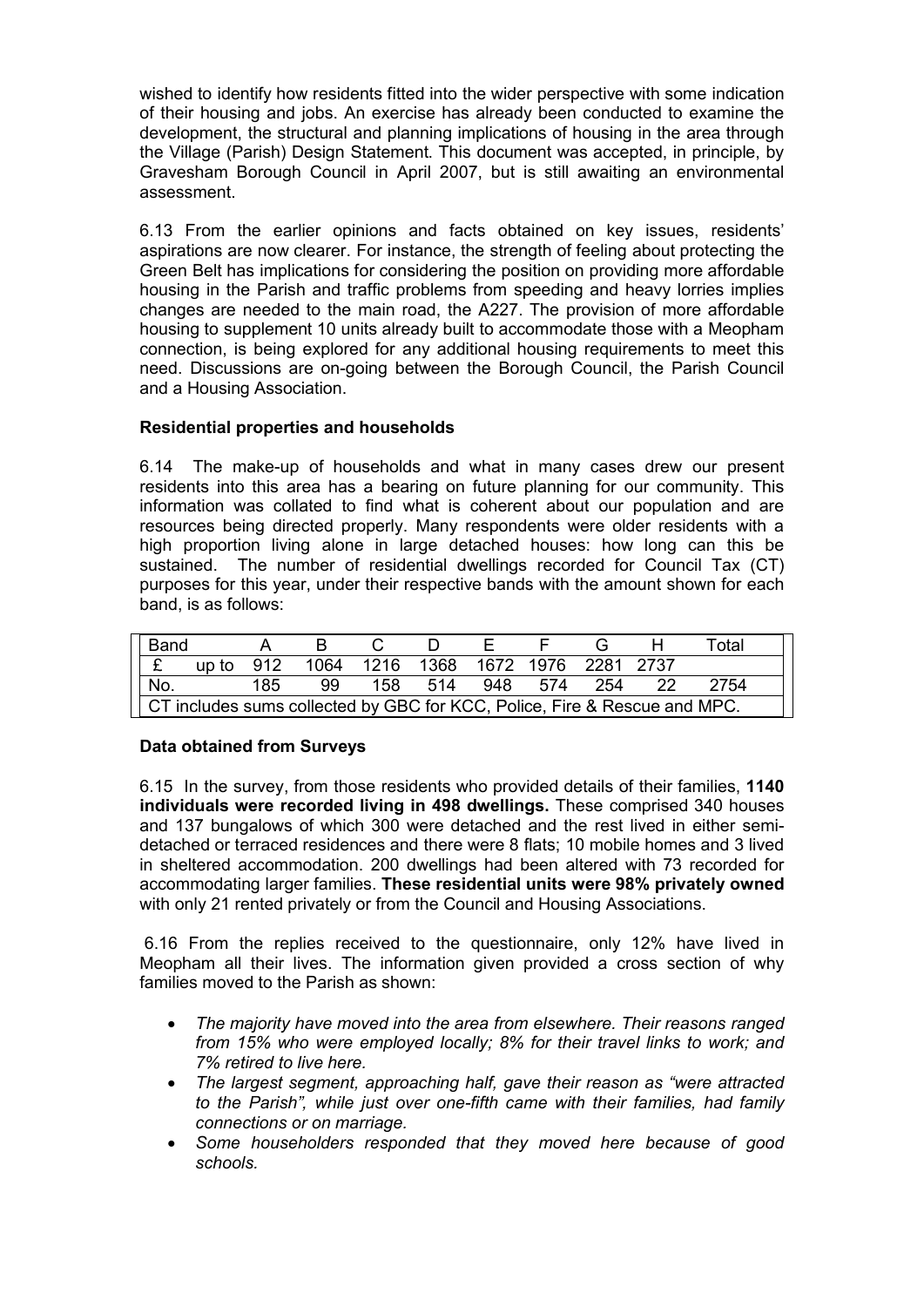wished to identify how residents fitted into the wider perspective with some indication of their housing and jobs. An exercise has already been conducted to examine the development, the structural and planning implications of housing in the area through the Village (Parish) Design Statement. This document was accepted, in principle, by Gravesham Borough Council in April 2007, but is still awaiting an environmental assessment.

6.13 From the earlier opinions and facts obtained on key issues, residents' aspirations are now clearer. For instance, the strength of feeling about protecting the Green Belt has implications for considering the position on providing more affordable housing in the Parish and traffic problems from speeding and heavy lorries implies changes are needed to the main road, the A227. The provision of more affordable housing to supplement 10 units already built to accommodate those with a Meopham connection, is being explored for any additional housing requirements to meet this need. Discussions are on-going between the Borough Council, the Parish Council and a Housing Association.

**Residential properties and households**

6.14 The make-up of households and what in many cases drew our present residents into this area has a bearing on future planning for our community. This information was collated to find what is coherent about our population and are resources being directed properly. Many respondents were older residents with a high proportion living alone in large detached houses: how long can this be sustained. The number of residential dwellings recorded for Council Tax (CT) purposes for this year, under their respective bands with the amount shown for each band, is as follows:

| Band | A | B | C | D | E | F | G | H | Total |
|---|---|---|---|---|---|---|---|---|---|
| £ up to | 912 | 1064 | 1216 | 1368 | 1672 | 1976 | 2281 | 2737 | |
| No. | 185 | 99 | 158 | 514 | 948 | 574 | 254 | 22 | 2754 |
| CT includes sums collected by GBC for KCC, Police, Fire & Rescue and MPC. | | | | | | | | | |

**Data obtained from Surveys**

6.15 In the survey, from those residents who provided details of their families, **1140 individuals were recorded living in 498 dwellings.** These comprised 340 houses and 137 bungalows of which 300 were detached and the rest lived in either semi-detached or terraced residences and there were 8 flats; 10 mobile homes and 3 lived in sheltered accommodation. 200 dwellings had been altered with 73 recorded for accommodating larger families. **These residential units were 98% privately owned** with only 21 rented privately or from the Council and Housing Associations.

6.16 From the replies received to the questionnaire, only 12% have lived in Meopham all their lives. The information given provided a cross section of why families moved to the Parish as shown:

- *The majority have moved into the area from elsewhere. Their reasons ranged from 15% who were employed locally; 8% for their travel links to work; and 7% retired to live here.*
- *The largest segment, approaching half, gave their reason as "were attracted to the Parish", while just over one-fifth came with their families, had family connections or on marriage.*
- *Some householders responded that they moved here because of good schools.*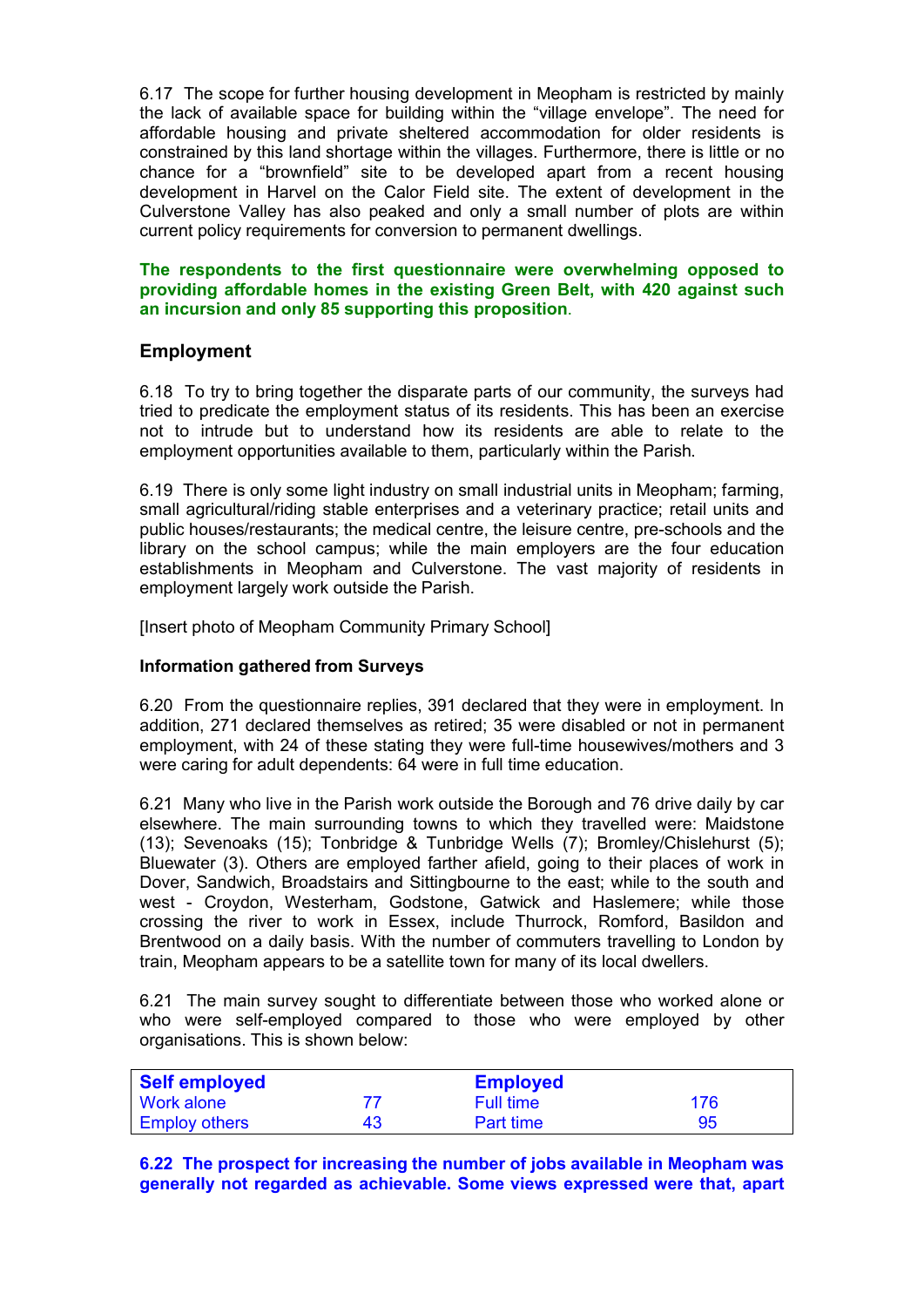6.17 The scope for further housing development in Meopham is restricted by mainly the lack of available space for building within the "village envelope". The need for affordable housing and private sheltered accommodation for older residents is constrained by this land shortage within the villages. Furthermore, there is little or no chance for a "brownfield" site to be developed apart from a recent housing development in Harvel on the Calor Field site. The extent of development in the Culverstone Valley has also peaked and only a small number of plots are within current policy requirements for conversion to permanent dwellings.

**The respondents to the first questionnaire were overwhelming opposed to providing affordable homes in the existing Green Belt, with 420 against such an incursion and only 85 supporting this proposition.**

### Employment

6.18 To try to bring together the disparate parts of our community, the surveys had tried to predicate the employment status of its residents. This has been an exercise not to intrude but to understand how its residents are able to relate to the employment opportunities available to them, particularly within the Parish.

6.19 There is only some light industry on small industrial units in Meopham; farming, small agricultural/riding stable enterprises and a veterinary practice; retail units and public houses/restaurants; the medical centre, the leisure centre, pre-schools and the library on the school campus; while the main employers are the four education establishments in Meopham and Culverstone. The vast majority of residents in employment largely work outside the Parish.

[Insert photo of Meopham Community Primary School]

#### Information gathered from Surveys

6.20 From the questionnaire replies, 391 declared that they were in employment. In addition, 271 declared themselves as retired; 35 were disabled or not in permanent employment, with 24 of these stating they were full-time housewives/mothers and 3 were caring for adult dependents: 64 were in full time education.

6.21 Many who live in the Parish work outside the Borough and 76 drive daily by car elsewhere. The main surrounding towns to which they travelled were: Maidstone (13); Sevenoaks (15); Tonbridge & Tunbridge Wells (7); Bromley/Chislehurst (5); Bluewater (3). Others are employed farther afield, going to their places of work in Dover, Sandwich, Broadstairs and Sittingbourne to the east; while to the south and west - Croydon, Westerham, Godstone, Gatwick and Haslemere; while those crossing the river to work in Essex, include Thurrock, Romford, Basildon and Brentwood on a daily basis. With the number of commuters travelling to London by train, Meopham appears to be a satellite town for many of its local dwellers.

6.21 The main survey sought to differentiate between those who worked alone or who were self-employed compared to those who were employed by other organisations. This is shown below:

| **Self employed** | | **Employed** | |
|---|---|---|---|
| Work alone | 77 | Full time | 176 |
| Employ others | 43 | Part time | 95 |

**6.22 The prospect for increasing the number of jobs available in Meopham was generally not regarded as achievable. Some views expressed were that, apart**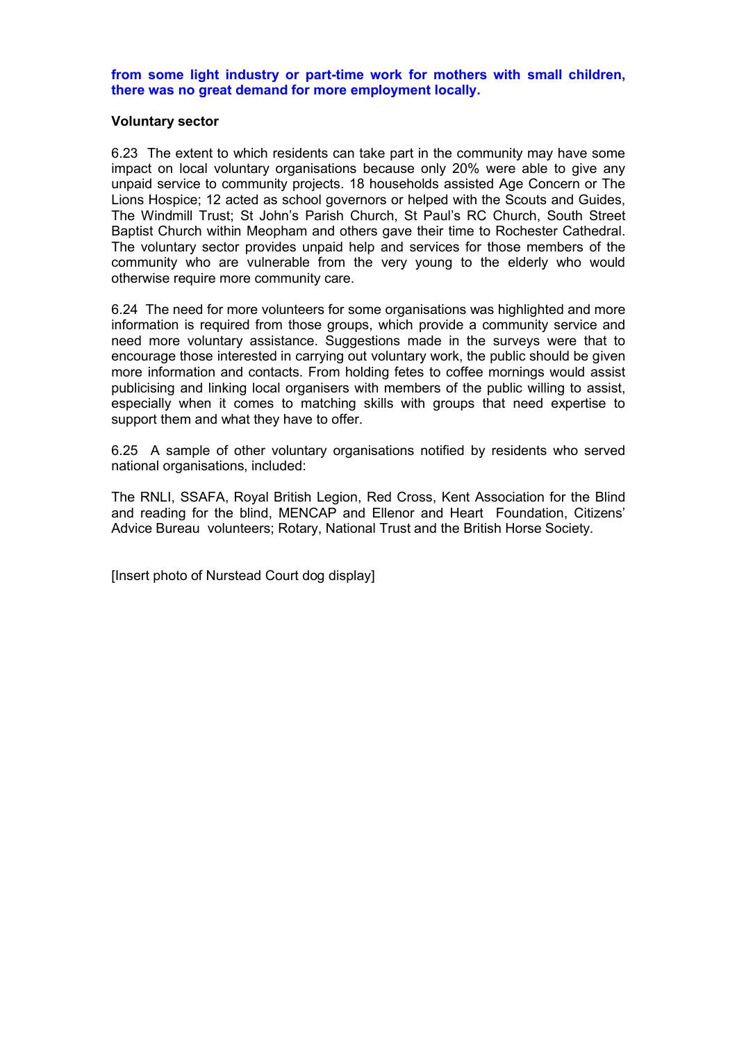**from some light industry or part-time work for mothers with small children, there was no great demand for more employment locally.**

**Voluntary sector**

6.23 The extent to which residents can take part in the community may have some impact on local voluntary organisations because only 20% were able to give any unpaid service to community projects. 18 households assisted Age Concern or The Lions Hospice; 12 acted as school governors or helped with the Scouts and Guides, The Windmill Trust; St John's Parish Church, St Paul's RC Church, South Street Baptist Church within Meopham and others gave their time to Rochester Cathedral. The voluntary sector provides unpaid help and services for those members of the community who are vulnerable from the very young to the elderly who would otherwise require more community care.

6.24 The need for more volunteers for some organisations was highlighted and more information is required from those groups, which provide a community service and need more voluntary assistance. Suggestions made in the surveys were that to encourage those interested in carrying out voluntary work, the public should be given more information and contacts. From holding fetes to coffee mornings would assist publicising and linking local organisers with members of the public willing to assist, especially when it comes to matching skills with groups that need expertise to support them and what they have to offer.

6.25 A sample of other voluntary organisations notified by residents who served national organisations, included:

The RNLI, SSAFA, Royal British Legion, Red Cross, Kent Association for the Blind and reading for the blind, MENCAP and Ellenor and Heart Foundation, Citizens' Advice Bureau volunteers; Rotary, National Trust and the British Horse Society.

[Insert photo of Nurstead Court dog display]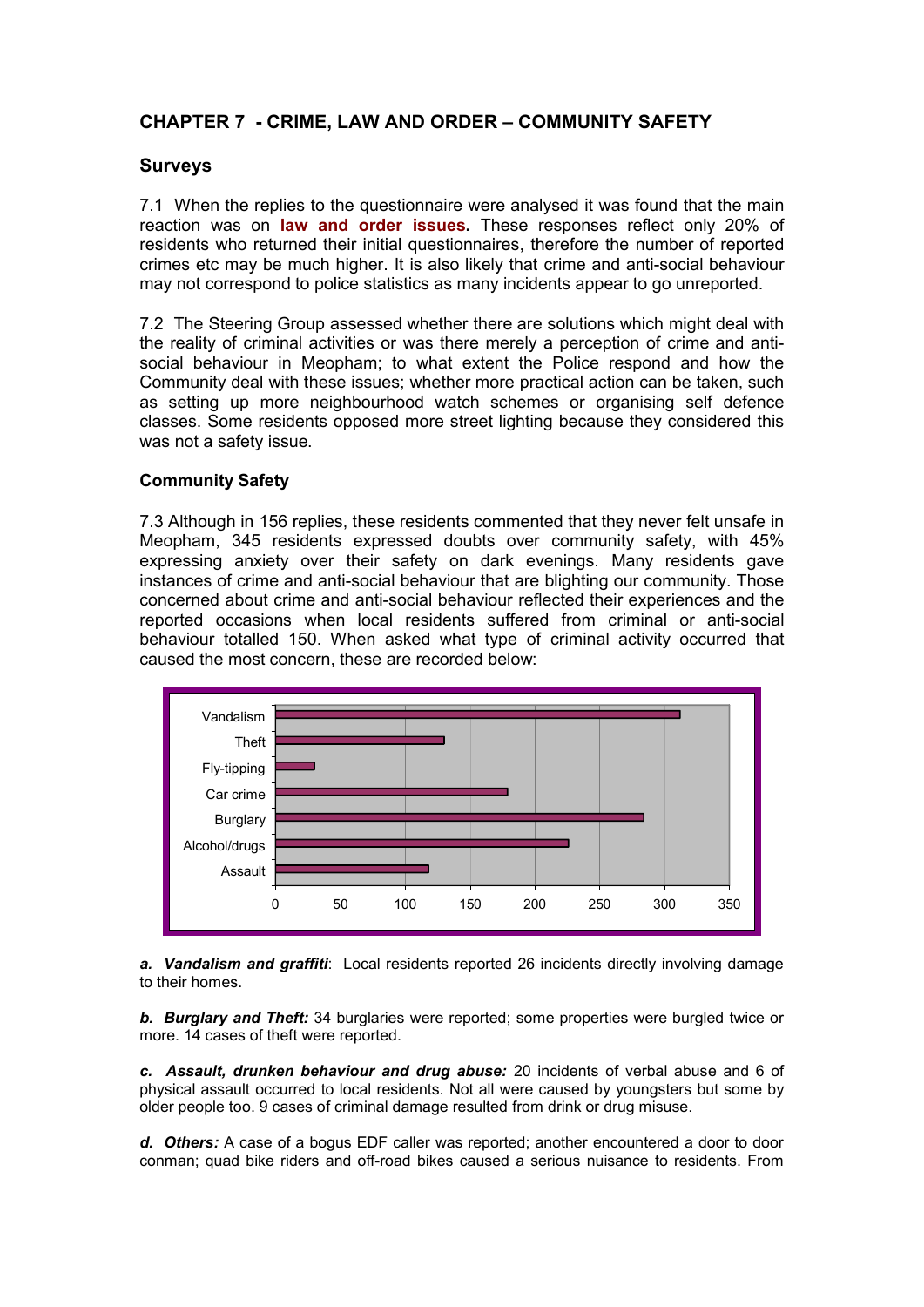## CHAPTER 7 - CRIME, LAW AND ORDER – COMMUNITY SAFETY

### Surveys

7.1 When the replies to the questionnaire were analysed it was found that the main reaction was on **law and order issues.** These responses reflect only 20% of residents who returned their initial questionnaires, therefore the number of reported crimes etc may be much higher. It is also likely that crime and anti-social behaviour may not correspond to police statistics as many incidents appear to go unreported.

7.2 The Steering Group assessed whether there are solutions which might deal with the reality of criminal activities or was there merely a perception of crime and anti-social behaviour in Meopham; to what extent the Police respond and how the Community deal with these issues; whether more practical action can be taken, such as setting up more neighbourhood watch schemes or organising self defence classes. Some residents opposed more street lighting because they considered this was not a safety issue.

### Community Safety

7.3 Although in 156 replies, these residents commented that they never felt unsafe in Meopham, 345 residents expressed doubts over community safety, with 45% expressing anxiety over their safety on dark evenings. Many residents gave instances of crime and anti-social behaviour that are blighting our community. Those concerned about crime and anti-social behaviour reflected their experiences and the reported occasions when local residents suffered from criminal or anti-social behaviour totalled 150. When asked what type of criminal activity occurred that caused the most concern, these are recorded below:

**a. *Vandalism and graffiti*:** Local residents reported 26 incidents directly involving damage to their homes.

**b. *Burglary and Theft:*** 34 burglaries were reported; some properties were burgled twice or more. 14 cases of theft were reported.

**c. *Assault, drunken behaviour and drug abuse:*** 20 incidents of verbal abuse and 6 of physical assault occurred to local residents. Not all were caused by youngsters but some by older people too. 9 cases of criminal damage resulted from drink or drug misuse.

**d. *Others:*** A case of a bogus EDF caller was reported; another encountered a door to door conman; quad bike riders and off-road bikes caused a serious nuisance to residents. From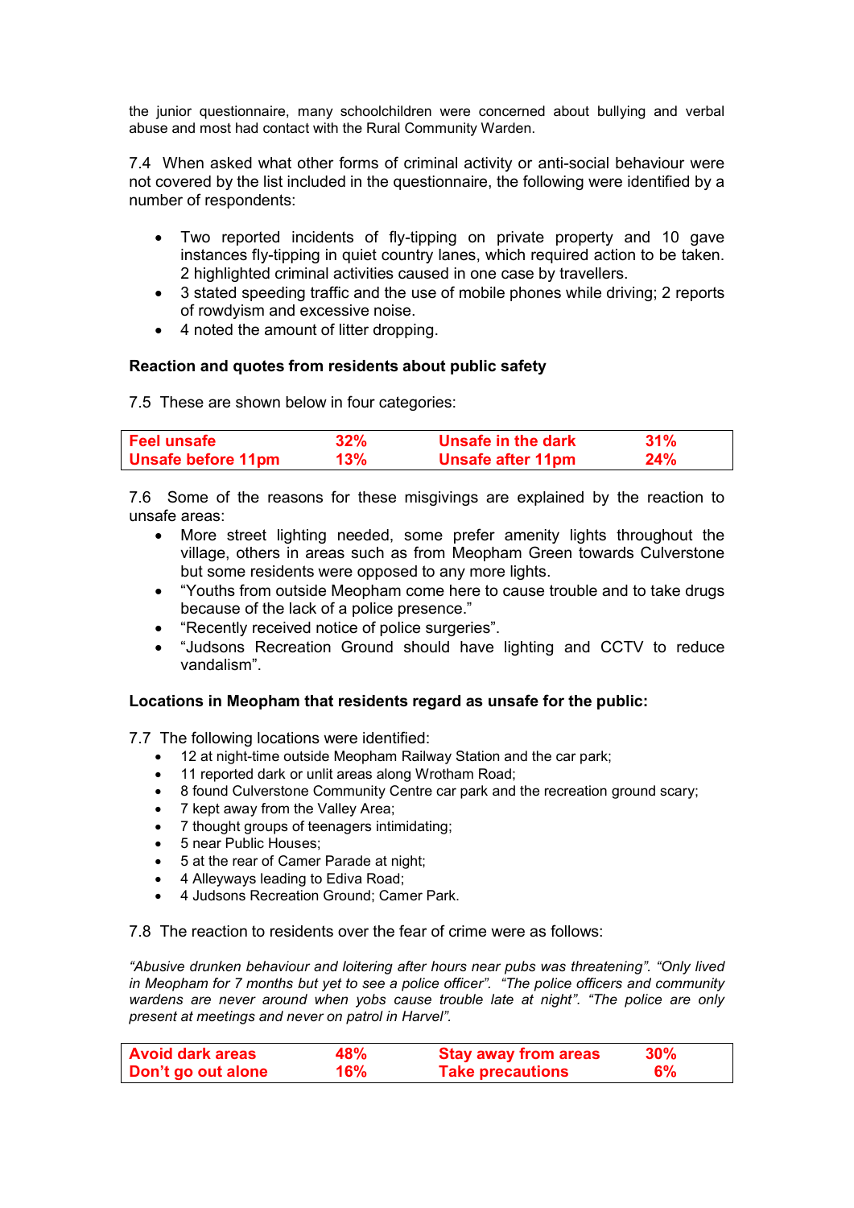the junior questionnaire, many schoolchildren were concerned about bullying and verbal abuse and most had contact with the Rural Community Warden.

7.4 When asked what other forms of criminal activity or anti-social behaviour were not covered by the list included in the questionnaire, the following were identified by a number of respondents:

- Two reported incidents of fly-tipping on private property and 10 gave instances fly-tipping in quiet country lanes, which required action to be taken. 2 highlighted criminal activities caused in one case by travellers.
- 3 stated speeding traffic and the use of mobile phones while driving; 2 reports of rowdyism and excessive noise.
- 4 noted the amount of litter dropping.

**Reaction and quotes from residents about public safety**

7.5 These are shown below in four categories:

| | | | |
|---|---|---|---|
| **Feel unsafe** | **32%** | **Unsafe in the dark** | **31%** |
| **Unsafe before 11pm** | **13%** | **Unsafe after 11pm** | **24%** |

7.6 Some of the reasons for these misgivings are explained by the reaction to unsafe areas:

- More street lighting needed, some prefer amenity lights throughout the village, others in areas such as from Meopham Green towards Culverstone but some residents were opposed to any more lights.
- "Youths from outside Meopham come here to cause trouble and to take drugs because of the lack of a police presence."
- "Recently received notice of police surgeries".
- "Judsons Recreation Ground should have lighting and CCTV to reduce vandalism".

**Locations in Meopham that residents regard as unsafe for the public:**

7.7 The following locations were identified:

- 12 at night-time outside Meopham Railway Station and the car park;
- 11 reported dark or unlit areas along Wrotham Road;
- 8 found Culverstone Community Centre car park and the recreation ground scary;
- 7 kept away from the Valley Area;
- 7 thought groups of teenagers intimidating;
- 5 near Public Houses;
- 5 at the rear of Camer Parade at night;
- 4 Alleyways leading to Ediva Road;
- 4 Judsons Recreation Ground; Camer Park.

7.8 The reaction to residents over the fear of crime were as follows:

*"Abusive drunken behaviour and loitering after hours near pubs was threatening". "Only lived in Meopham for 7 months but yet to see a police officer". "The police officers and community wardens are never around when yobs cause trouble late at night". "The police are only present at meetings and never on patrol in Harvel".*

| | | | |
|---|---|---|---|
| **Avoid dark areas** | **48%** | **Stay away from areas** | **30%** |
| **Don't go out alone** | **16%** | **Take precautions** | **6%** |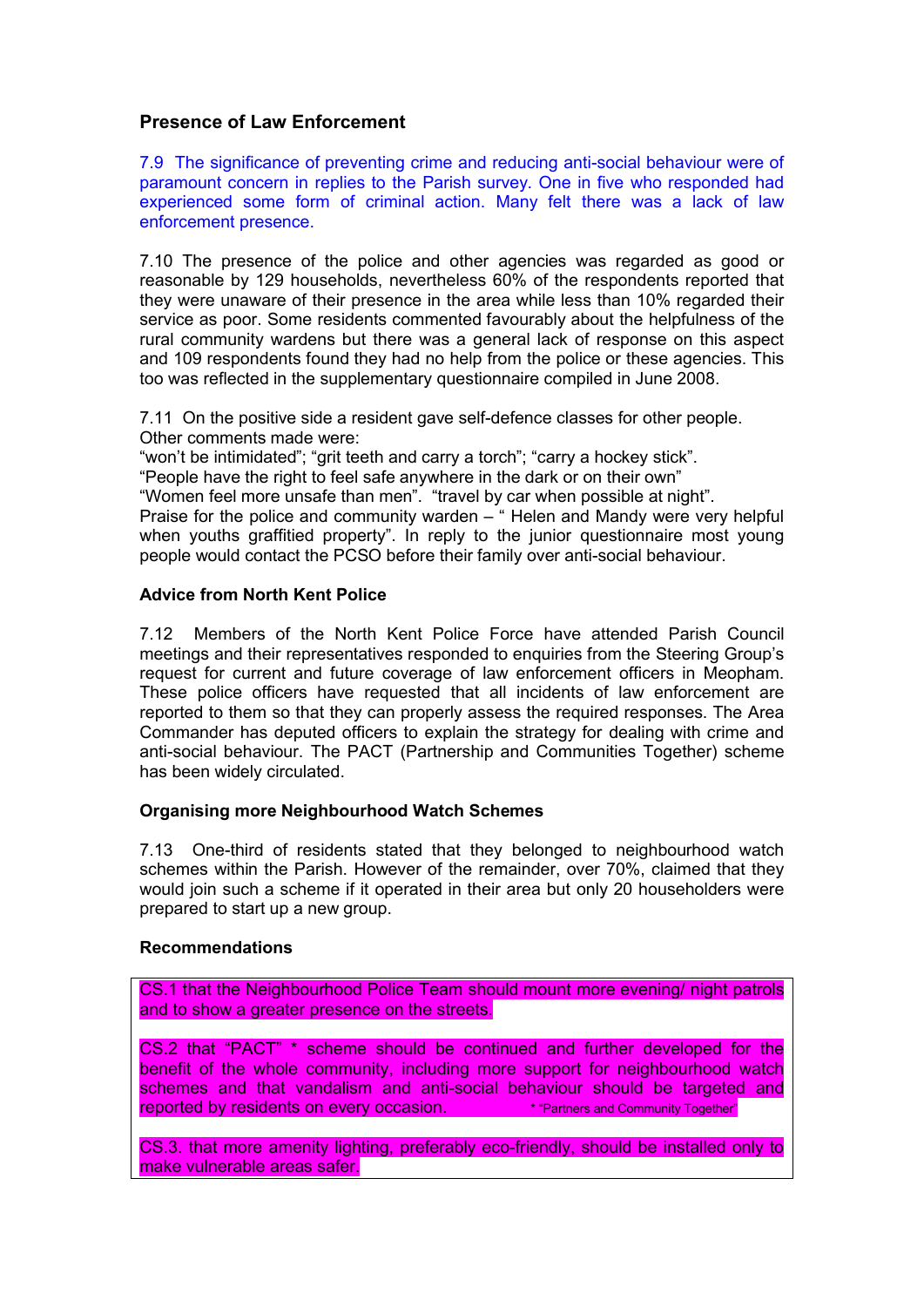## Presence of Law Enforcement

7.9 The significance of preventing crime and reducing anti-social behaviour were of paramount concern in replies to the Parish survey. One in five who responded had experienced some form of criminal action. Many felt there was a lack of law enforcement presence.

7.10 The presence of the police and other agencies was regarded as good or reasonable by 129 households, nevertheless 60% of the respondents reported that they were unaware of their presence in the area while less than 10% regarded their service as poor. Some residents commented favourably about the helpfulness of the rural community wardens but there was a general lack of response on this aspect and 109 respondents found they had no help from the police or these agencies. This too was reflected in the supplementary questionnaire compiled in June 2008.

7.11 On the positive side a resident gave self-defence classes for other people. Other comments made were:
"won't be intimidated"; "grit teeth and carry a torch"; "carry a hockey stick".
"People have the right to feel safe anywhere in the dark or on their own"
"Women feel more unsafe than men". "travel by car when possible at night".
Praise for the police and community warden – " Helen and Mandy were very helpful when youths graffitied property". In reply to the junior questionnaire most young people would contact the PCSO before their family over anti-social behaviour.

### Advice from North Kent Police

7.12 Members of the North Kent Police Force have attended Parish Council meetings and their representatives responded to enquiries from the Steering Group's request for current and future coverage of law enforcement officers in Meopham. These police officers have requested that all incidents of law enforcement are reported to them so that they can properly assess the required responses. The Area Commander has deputed officers to explain the strategy for dealing with crime and anti-social behaviour. The PACT (Partnership and Communities Together) scheme has been widely circulated.

### Organising more Neighbourhood Watch Schemes

7.13 One-third of residents stated that they belonged to neighbourhood watch schemes within the Parish. However of the remainder, over 70%, claimed that they would join such a scheme if it operated in their area but only 20 householders were prepared to start up a new group.

### Recommendations

CS.1 that the Neighbourhood Police Team should mount more evening/ night patrols and to show a greater presence on the streets.

CS.2 that "PACT" * scheme should be continued and further developed for the benefit of the whole community, including more support for neighbourhood watch schemes and that vandalism and anti-social behaviour should be targeted and reported by residents on every occasion. * "Partners and Community Together"

CS.3. that more amenity lighting, preferably eco-friendly, should be installed only to make vulnerable areas safer.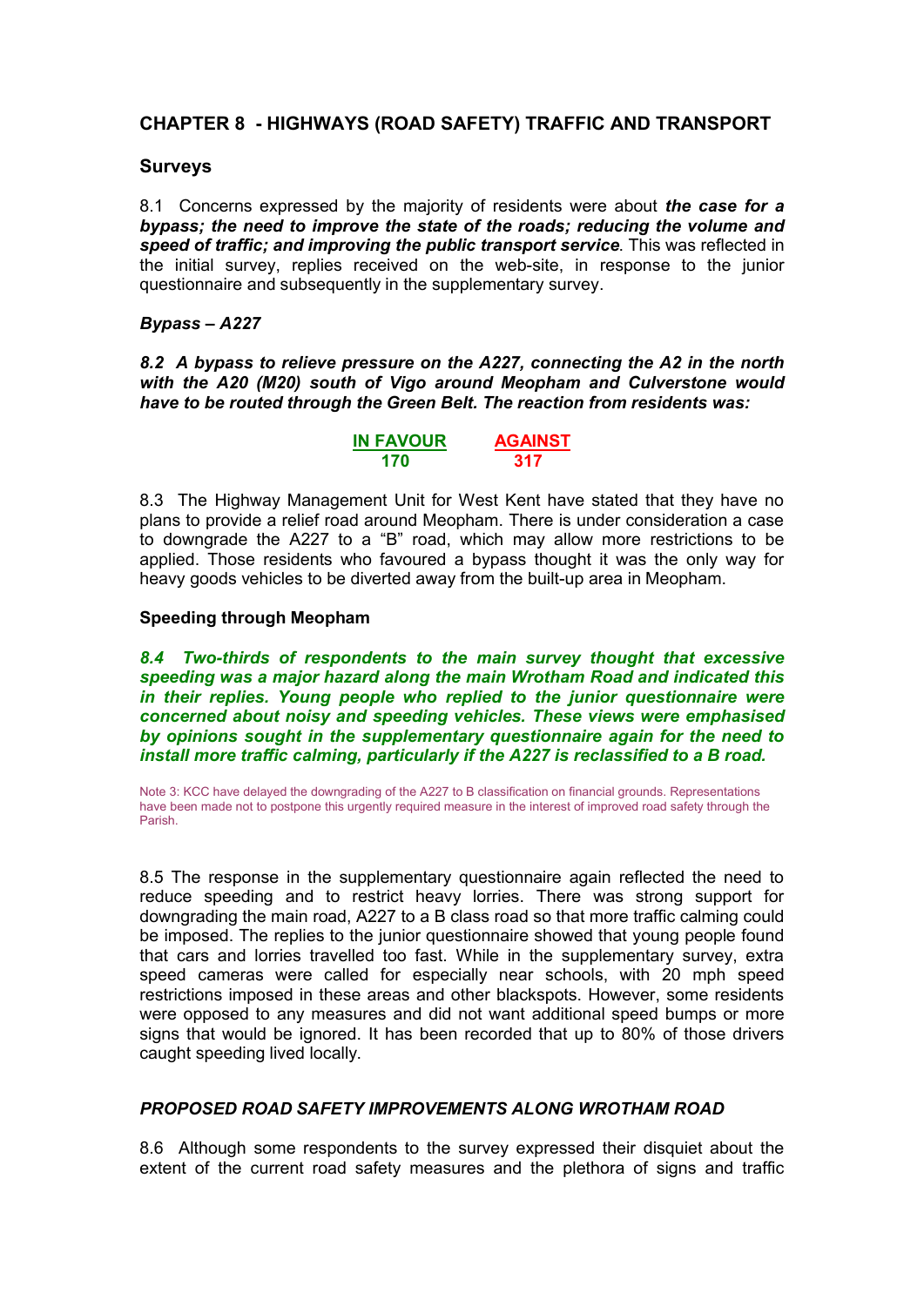## CHAPTER 8 - HIGHWAYS (ROAD SAFETY) TRAFFIC AND TRANSPORT

### Surveys

8.1 Concerns expressed by the majority of residents were about ***the case for a bypass; the need to improve the state of the roads; reducing the volume and speed of traffic; and improving the public transport service***. This was reflected in the initial survey, replies received on the web-site, in response to the junior questionnaire and subsequently in the supplementary survey.

### *Bypass – A227*

***8.2 A bypass to relieve pressure on the A227, connecting the A2 in the north with the A20 (M20) south of Vigo around Meopham and Culverstone would have to be routed through the Green Belt. The reaction from residents was:***

| IN FAVOUR | AGAINST |
|---|---|
| 170 | 317 |

8.3 The Highway Management Unit for West Kent have stated that they have no plans to provide a relief road around Meopham. There is under consideration a case to downgrade the A227 to a "B" road, which may allow more restrictions to be applied. Those residents who favoured a bypass thought it was the only way for heavy goods vehicles to be diverted away from the built-up area in Meopham.

### Speeding through Meopham

***8.4 Two-thirds of respondents to the main survey thought that excessive speeding was a major hazard along the main Wrotham Road and indicated this in their replies. Young people who replied to the junior questionnaire were concerned about noisy and speeding vehicles. These views were emphasised by opinions sought in the supplementary questionnaire again for the need to install more traffic calming, particularly if the A227 is reclassified to a B road.***

Note 3: KCC have delayed the downgrading of the A227 to B classification on financial grounds. Representations have been made not to postpone this urgently required measure in the interest of improved road safety through the Parish.

8.5 The response in the supplementary questionnaire again reflected the need to reduce speeding and to restrict heavy lorries. There was strong support for downgrading the main road, A227 to a B class road so that more traffic calming could be imposed. The replies to the junior questionnaire showed that young people found that cars and lorries travelled too fast. While in the supplementary survey, extra speed cameras were called for especially near schools, with 20 mph speed restrictions imposed in these areas and other blackspots. However, some residents were opposed to any measures and did not want additional speed bumps or more signs that would be ignored. It has been recorded that up to 80% of those drivers caught speeding lived locally.

### *PROPOSED ROAD SAFETY IMPROVEMENTS ALONG WROTHAM ROAD*

8.6 Although some respondents to the survey expressed their disquiet about the extent of the current road safety measures and the plethora of signs and traffic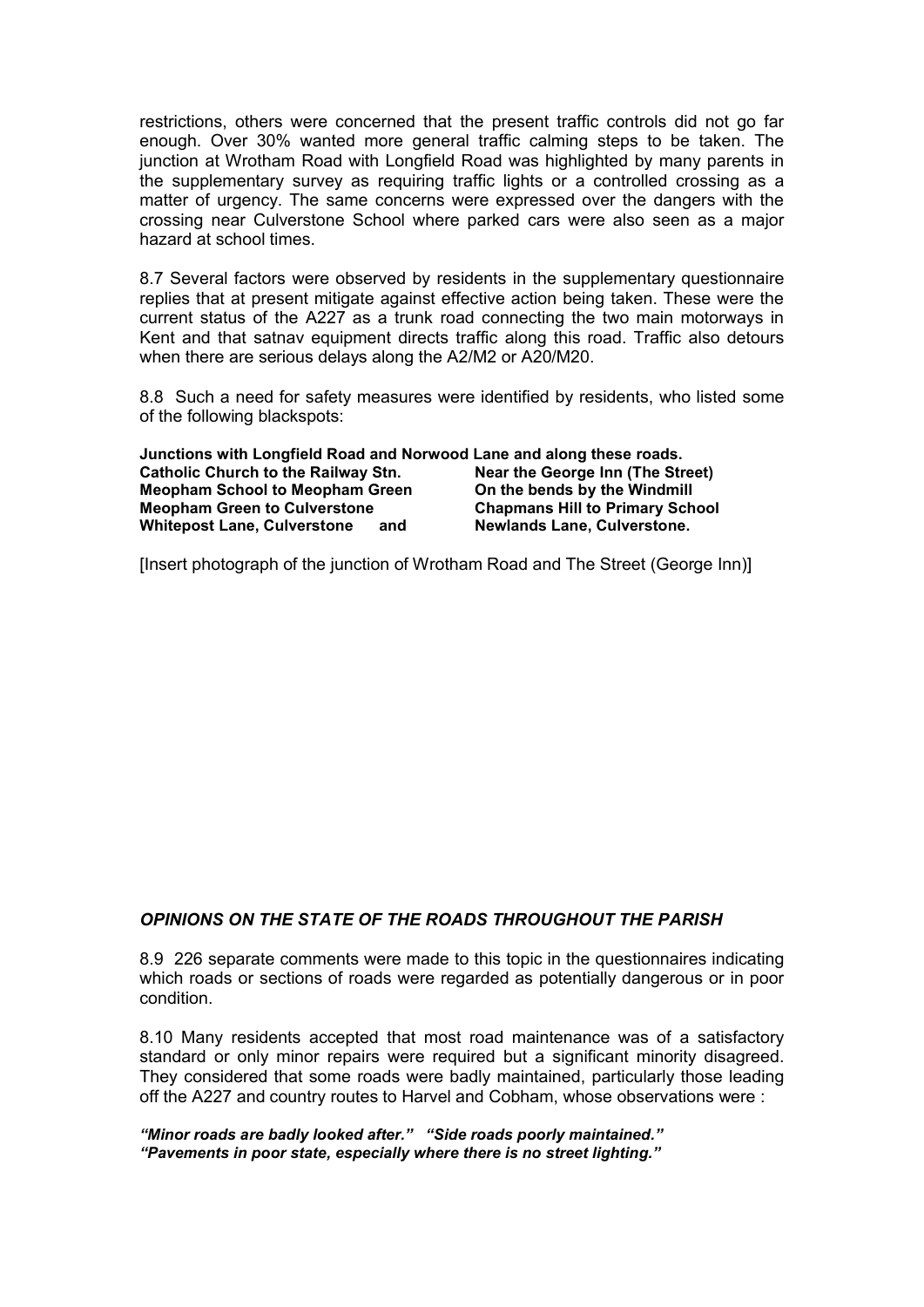restrictions, others were concerned that the present traffic controls did not go far enough. Over 30% wanted more general traffic calming steps to be taken. The junction at Wrotham Road with Longfield Road was highlighted by many parents in the supplementary survey as requiring traffic lights or a controlled crossing as a matter of urgency. The same concerns were expressed over the dangers with the crossing near Culverstone School where parked cars were also seen as a major hazard at school times.

8.7 Several factors were observed by residents in the supplementary questionnaire replies that at present mitigate against effective action being taken. These were the current status of the A227 as a trunk road connecting the two main motorways in Kent and that satnav equipment directs traffic along this road. Traffic also detours when there are serious delays along the A2/M2 or A20/M20.

8.8 Such a need for safety measures were identified by residents, who listed some of the following blackspots:

**Junctions with Longfield Road and Norwood Lane and along these roads.**

| | |
|---|---|
| **Catholic Church to the Railway Stn.** | **Near the George Inn (The Street)** |
| **Meopham School to Meopham Green** | **On the bends by the Windmill** |
| **Meopham Green to Culverstone** | **Chapmans Hill to Primary School** |
| **Whitepost Lane, Culverstone and** | **Newlands Lane, Culverstone.** |

[Insert photograph of the junction of Wrotham Road and The Street (George Inn)]

### *OPINIONS ON THE STATE OF THE ROADS THROUGHOUT THE PARISH*

8.9 226 separate comments were made to this topic in the questionnaires indicating which roads or sections of roads were regarded as potentially dangerous or in poor condition.

8.10 Many residents accepted that most road maintenance was of a satisfactory standard or only minor repairs were required but a significant minority disagreed. They considered that some roads were badly maintained, particularly those leading off the A227 and country routes to Harvel and Cobham, whose observations were :

***"Minor roads are badly looked after."   "Side roads poorly maintained."***
***"Pavements in poor state, especially where there is no street lighting."***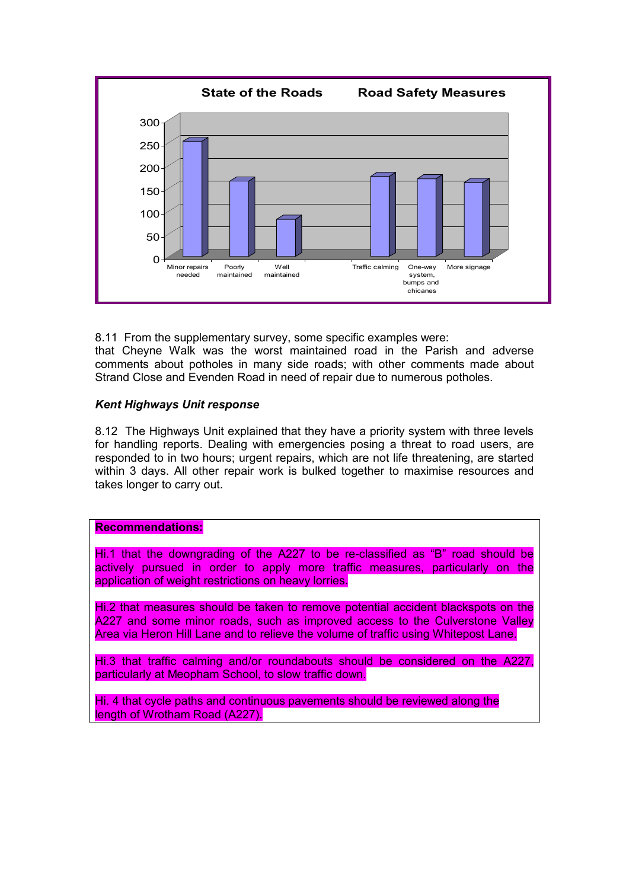**State of the Roads** **Road Safety Measures**

| Category | Approximate value |
|---|---|
| Minor repairs needed | 255 |
| Poorly maintained | 167 |
| Well maintained | 83 |
| Traffic calming | 177 |
| One-way system, bumps and chicanes | 172 |
| More signage | 163 |

8.11 From the supplementary survey, some specific examples were: that Cheyne Walk was the worst maintained road in the Parish and adverse comments about potholes in many side roads; with other comments made about Strand Close and Evenden Road in need of repair due to numerous potholes.

***Kent Highways Unit response***

8.12 The Highways Unit explained that they have a priority system with three levels for handling reports. Dealing with emergencies posing a threat to road users, are responded to in two hours; urgent repairs, which are not life threatening, are started within 3 days. All other repair work is bulked together to maximise resources and takes longer to carry out.

**Recommendations:**

Hi.1 that the downgrading of the A227 to be re-classified as "B" road should be actively pursued in order to apply more traffic measures, particularly on the application of weight restrictions on heavy lorries.

Hi.2 that measures should be taken to remove potential accident blackspots on the A227 and some minor roads, such as improved access to the Culverstone Valley Area via Heron Hill Lane and to relieve the volume of traffic using Whitepost Lane.

Hi.3 that traffic calming and/or roundabouts should be considered on the A227, particularly at Meopham School, to slow traffic down.

Hi. 4 that cycle paths and continuous pavements should be reviewed along the length of Wrotham Road (A227).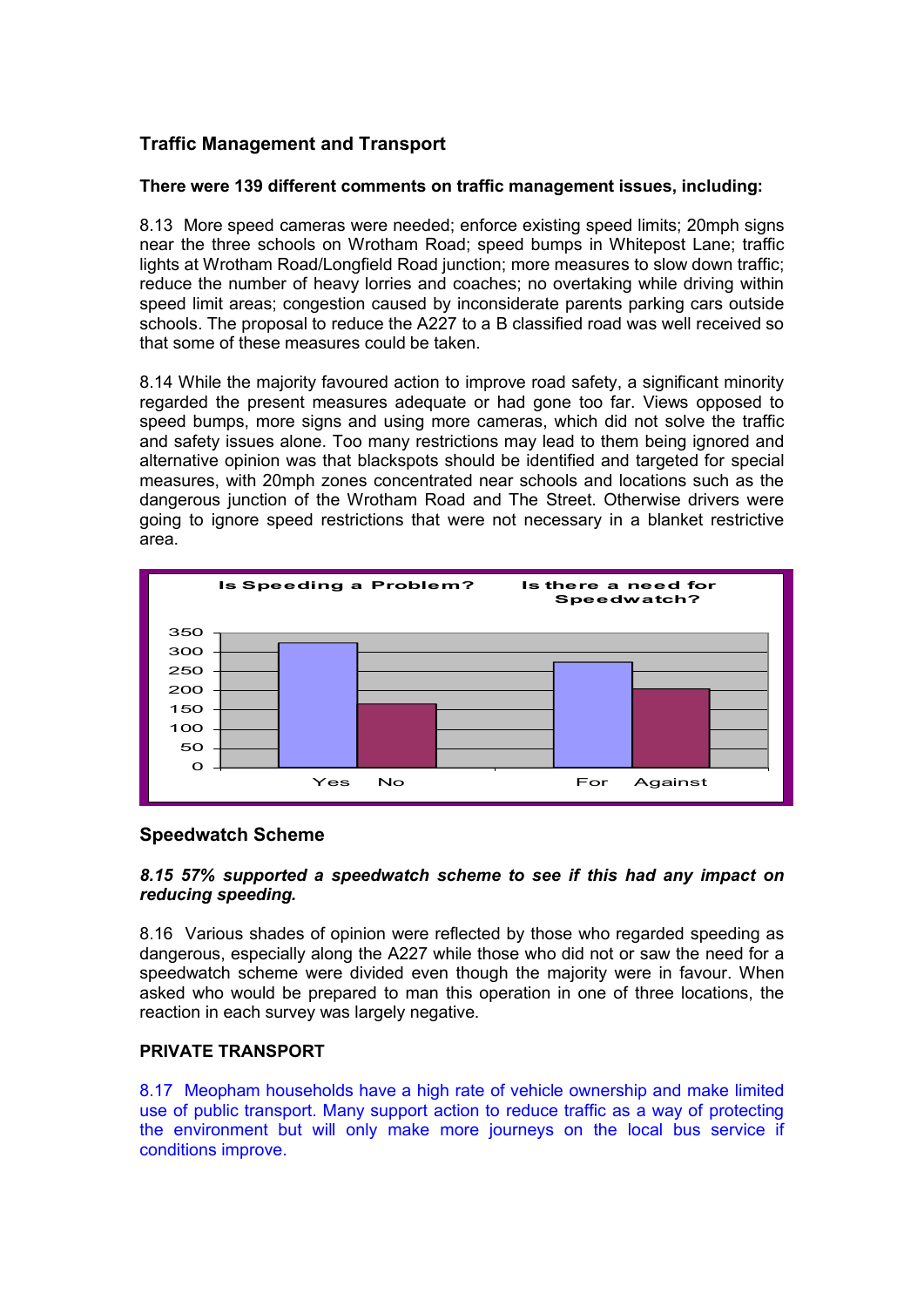### Traffic Management and Transport

**There were 139 different comments on traffic management issues, including:**

8.13 More speed cameras were needed; enforce existing speed limits; 20mph signs near the three schools on Wrotham Road; speed bumps in Whitepost Lane; traffic lights at Wrotham Road/Longfield Road junction; more measures to slow down traffic; reduce the number of heavy lorries and coaches; no overtaking while driving within speed limit areas; congestion caused by inconsiderate parents parking cars outside schools. The proposal to reduce the A227 to a B classified road was well received so that some of these measures could be taken.

8.14 While the majority favoured action to improve road safety, a significant minority regarded the present measures adequate or had gone too far. Views opposed to speed bumps, more signs and using more cameras, which did not solve the traffic and safety issues alone. Too many restrictions may lead to them being ignored and alternative opinion was that blackspots should be identified and targeted for special measures, with 20mph zones concentrated near schools and locations such as the dangerous junction of the Wrotham Road and The Street. Otherwise drivers were going to ignore speed restrictions that were not necessary in a blanket restrictive area.

**Is Speeding a Problem?** — Yes / No

**Is there a need for Speedwatch?** — For / Against

### Speedwatch Scheme

***8.15 57% supported a speedwatch scheme to see if this had any impact on reducing speeding.***

8.16 Various shades of opinion were reflected by those who regarded speeding as dangerous, especially along the A227 while those who did not or saw the need for a speedwatch scheme were divided even though the majority were in favour. When asked who would be prepared to man this operation in one of three locations, the reaction in each survey was largely negative.

**PRIVATE TRANSPORT**

8.17 Meopham households have a high rate of vehicle ownership and make limited use of public transport. Many support action to reduce traffic as a way of protecting the environment but will only make more journeys on the local bus service if conditions improve.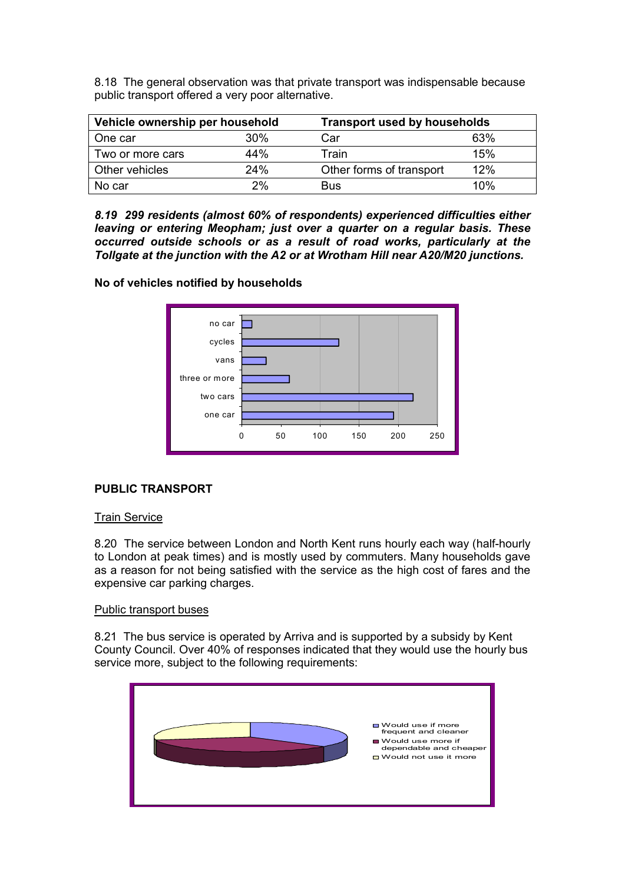8.18 The general observation was that private transport was indispensable because public transport offered a very poor alternative.

| Vehicle ownership per household | | Transport used by households | |
|---|---|---|---|
| One car | 30% | Car | 63% |
| Two or more cars | 44% | Train | 15% |
| Other vehicles | 24% | Other forms of transport | 12% |
| No car | 2% | Bus | 10% |

***8.19 299 residents (almost 60% of respondents) experienced difficulties either leaving or entering Meopham; just over a quarter on a regular basis. These occurred outside schools or as a result of road works, particularly at the Tollgate at the junction with the A2 or at Wrotham Hill near A20/M20 junctions.***

**No of vehicles notified by households**

## PUBLIC TRANSPORT

Train Service

8.20 The service between London and North Kent runs hourly each way (half-hourly to London at peak times) and is mostly used by commuters. Many households gave as a reason for not being satisfied with the service as the high cost of fares and the expensive car parking charges.

Public transport buses

8.21 The bus service is operated by Arriva and is supported by a subsidy by Kent County Council. Over 40% of responses indicated that they would use the hourly bus service more, subject to the following requirements: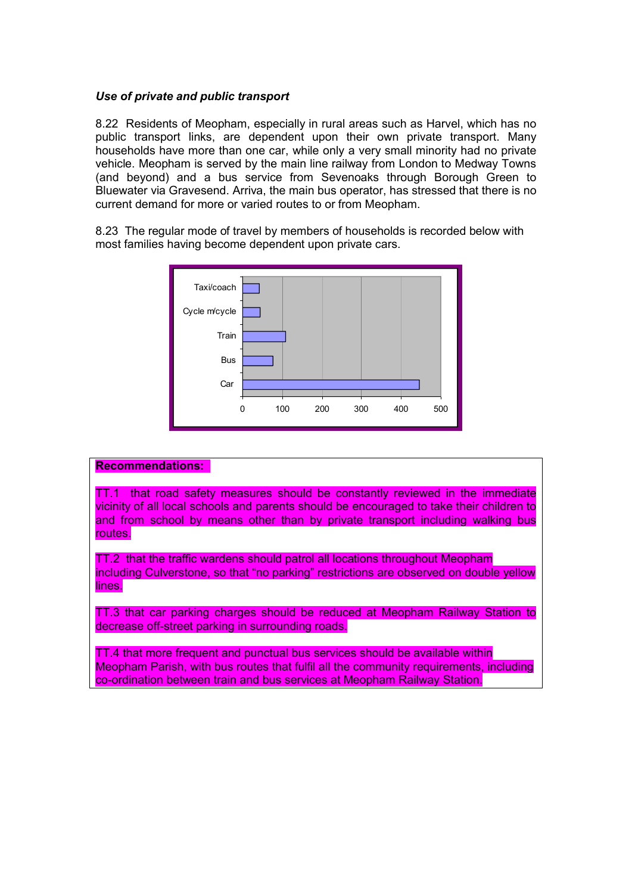### *Use of private and public transport*

8.22 Residents of Meopham, especially in rural areas such as Harvel, which has no public transport links, are dependent upon their own private transport. Many households have more than one car, while only a very small minority had no private vehicle. Meopham is served by the main line railway from London to Medway Towns (and beyond) and a bus service from Sevenoaks through Borough Green to Bluewater via Gravesend. Arriva, the main bus operator, has stressed that there is no current demand for more or varied routes to or from Meopham.

8.23 The regular mode of travel by members of households is recorded below with most families having become dependent upon private cars.

**Recommendations:**

TT.1 that road safety measures should be constantly reviewed in the immediate vicinity of all local schools and parents should be encouraged to take their children to and from school by means other than by private transport including walking bus routes.

TT.2 that the traffic wardens should patrol all locations throughout Meopham including Culverstone, so that "no parking" restrictions are observed on double yellow lines.

TT.3 that car parking charges should be reduced at Meopham Railway Station to decrease off-street parking in surrounding roads.

TT.4 that more frequent and punctual bus services should be available within Meopham Parish, with bus routes that fulfil all the community requirements, including co-ordination between train and bus services at Meopham Railway Station.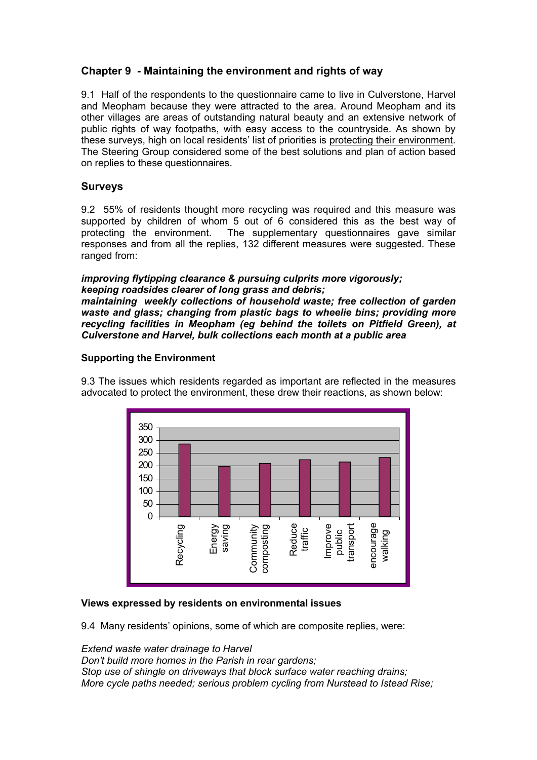## Chapter 9 - Maintaining the environment and rights of way

9.1 Half of the respondents to the questionnaire came to live in Culverstone, Harvel and Meopham because they were attracted to the area. Around Meopham and its other villages are areas of outstanding natural beauty and an extensive network of public rights of way footpaths, with easy access to the countryside. As shown by these surveys, high on local residents' list of priorities is protecting their environment. The Steering Group considered some of the best solutions and plan of action based on replies to these questionnaires.

### Surveys

9.2 55% of residents thought more recycling was required and this measure was supported by children of whom 5 out of 6 considered this as the best way of protecting the environment. The supplementary questionnaires gave similar responses and from all the replies, 132 different measures were suggested. These ranged from:

***improving flytipping clearance & pursuing culprits more vigorously;***
***keeping roadsides clearer of long grass and debris;***
***maintaining weekly collections of household waste; free collection of garden waste and glass; changing from plastic bags to wheelie bins; providing more recycling facilities in Meopham (eg behind the toilets on Pitfield Green), at Culverstone and Harvel, bulk collections each month at a public area***

#### Supporting the Environment

9.3 The issues which residents regarded as important are reflected in the measures advocated to protect the environment, these drew their reactions, as shown below:

| Measure | Responses (approx.) |
|---|---|
| Recycling | 285 |
| Energy saving | 198 |
| Community composting | 210 |
| Reduce traffic | 225 |
| Improve public transport | 215 |
| encourage walking | 233 |

#### Views expressed by residents on environmental issues

9.4 Many residents' opinions, some of which are composite replies, were:

*Extend waste water drainage to Harvel*
*Don't build more homes in the Parish in rear gardens;*
*Stop use of shingle on driveways that block surface water reaching drains;*
*More cycle paths needed; serious problem cycling from Nurstead to Istead Rise;*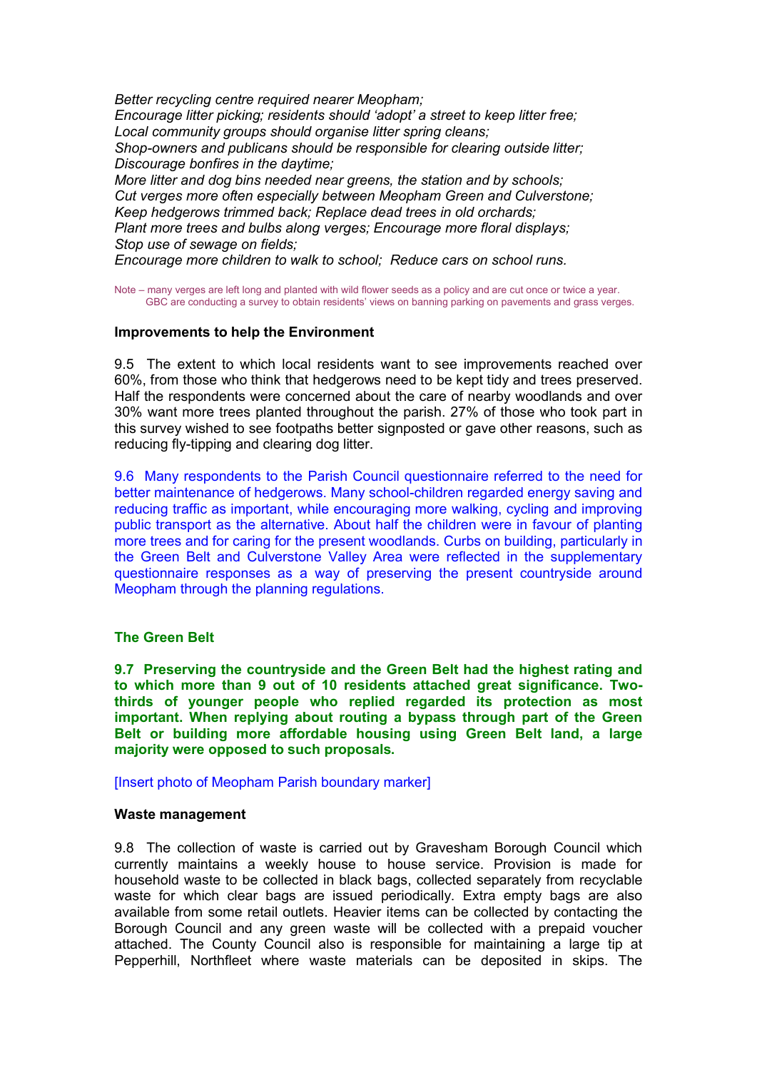*Better recycling centre required nearer Meopham;*
*Encourage litter picking; residents should 'adopt' a street to keep litter free;*
*Local community groups should organise litter spring cleans;*
*Shop-owners and publicans should be responsible for clearing outside litter;*
*Discourage bonfires in the daytime;*
*More litter and dog bins needed near greens, the station and by schools;*
*Cut verges more often especially between Meopham Green and Culverstone;*
*Keep hedgerows trimmed back; Replace dead trees in old orchards;*
*Plant more trees and bulbs along verges; Encourage more floral displays;*
*Stop use of sewage on fields;*
*Encourage more children to walk to school; Reduce cars on school runs.*

Note – many verges are left long and planted with wild flower seeds as a policy and are cut once or twice a year.
GBC are conducting a survey to obtain residents' views on banning parking on pavements and grass verges.

### Improvements to help the Environment

9.5 The extent to which local residents want to see improvements reached over 60%, from those who think that hedgerows need to be kept tidy and trees preserved. Half the respondents were concerned about the care of nearby woodlands and over 30% want more trees planted throughout the parish. 27% of those who took part in this survey wished to see footpaths better signposted or gave other reasons, such as reducing fly-tipping and clearing dog litter.

9.6 Many respondents to the Parish Council questionnaire referred to the need for better maintenance of hedgerows. Many school-children regarded energy saving and reducing traffic as important, while encouraging more walking, cycling and improving public transport as the alternative. About half the children were in favour of planting more trees and for caring for the present woodlands. Curbs on building, particularly in the Green Belt and Culverstone Valley Area were reflected in the supplementary questionnaire responses as a way of preserving the present countryside around Meopham through the planning regulations.

### The Green Belt

**9.7 Preserving the countryside and the Green Belt had the highest rating and to which more than 9 out of 10 residents attached great significance. Two-thirds of younger people who replied regarded its protection as most important. When replying about routing a bypass through part of the Green Belt or building more affordable housing using Green Belt land, a large majority were opposed to such proposals.**

[Insert photo of Meopham Parish boundary marker]

### Waste management

9.8 The collection of waste is carried out by Gravesham Borough Council which currently maintains a weekly house to house service. Provision is made for household waste to be collected in black bags, collected separately from recyclable waste for which clear bags are issued periodically. Extra empty bags are also available from some retail outlets. Heavier items can be collected by contacting the Borough Council and any green waste will be collected with a prepaid voucher attached. The County Council also is responsible for maintaining a large tip at Pepperhill, Northfleet where waste materials can be deposited in skips. The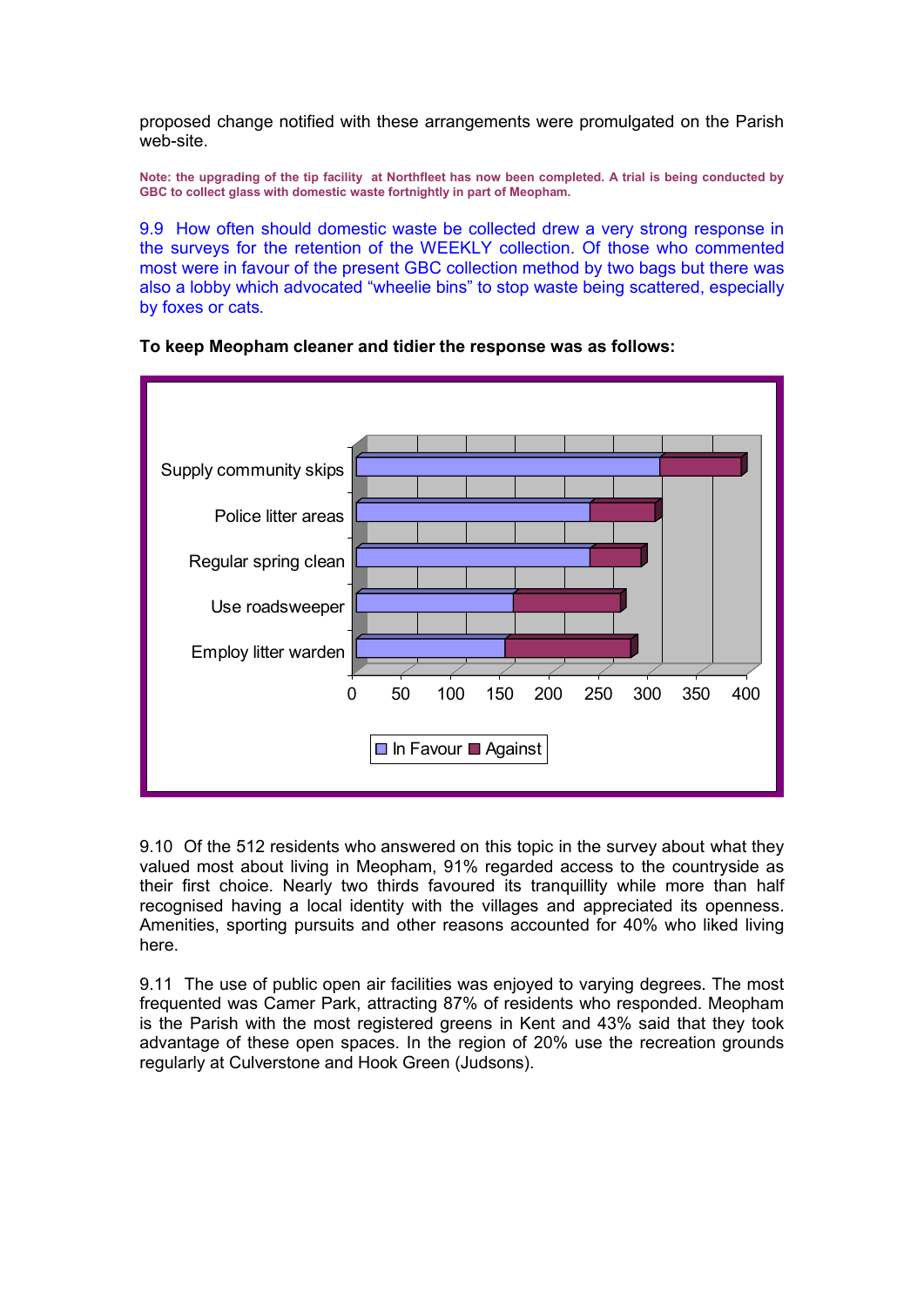proposed change notified with these arrangements were promulgated on the Parish web-site.

**Note: the upgrading of the tip facility at Northfleet has now been completed. A trial is being conducted by GBC to collect glass with domestic waste fortnightly in part of Meopham.**

9.9 How often should domestic waste be collected drew a very strong response in the surveys for the retention of the WEEKLY collection. Of those who commented most were in favour of the present GBC collection method by two bags but there was also a lobby which advocated "wheelie bins" to stop waste being scattered, especially by foxes or cats.

**To keep Meopham cleaner and tidier the response was as follows:**

Supply community skips

Police litter areas

Regular spring clean

Use roadsweeper

Employ litter warden

0 50 100 150 200 250 300 350 400

In Favour Against

9.10 Of the 512 residents who answered on this topic in the survey about what they valued most about living in Meopham, 91% regarded access to the countryside as their first choice. Nearly two thirds favoured its tranquillity while more than half recognised having a local identity with the villages and appreciated its openness. Amenities, sporting pursuits and other reasons accounted for 40% who liked living here.

9.11 The use of public open air facilities was enjoyed to varying degrees. The most frequented was Camer Park, attracting 87% of residents who responded. Meopham is the Parish with the most registered greens in Kent and 43% said that they took advantage of these open spaces. In the region of 20% use the recreation grounds regularly at Culverstone and Hook Green (Judsons).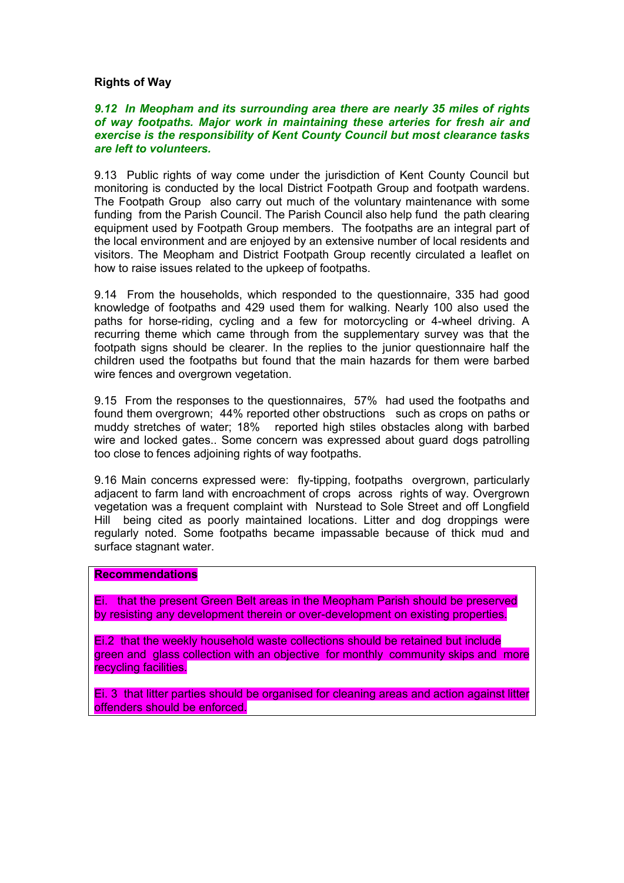**Rights of Way**

***9.12 In Meopham and its surrounding area there are nearly 35 miles of rights of way footpaths. Major work in maintaining these arteries for fresh air and exercise is the responsibility of Kent County Council but most clearance tasks are left to volunteers.***

9.13 Public rights of way come under the jurisdiction of Kent County Council but monitoring is conducted by the local District Footpath Group and footpath wardens. The Footpath Group also carry out much of the voluntary maintenance with some funding from the Parish Council. The Parish Council also help fund the path clearing equipment used by Footpath Group members. The footpaths are an integral part of the local environment and are enjoyed by an extensive number of local residents and visitors. The Meopham and District Footpath Group recently circulated a leaflet on how to raise issues related to the upkeep of footpaths.

9.14 From the households, which responded to the questionnaire, 335 had good knowledge of footpaths and 429 used them for walking. Nearly 100 also used the paths for horse-riding, cycling and a few for motorcycling or 4-wheel driving. A recurring theme which came through from the supplementary survey was that the footpath signs should be clearer. In the replies to the junior questionnaire half the children used the footpaths but found that the main hazards for them were barbed wire fences and overgrown vegetation.

9.15 From the responses to the questionnaires, 57% had used the footpaths and found them overgrown; 44% reported other obstructions such as crops on paths or muddy stretches of water; 18% reported high stiles obstacles along with barbed wire and locked gates.. Some concern was expressed about guard dogs patrolling too close to fences adjoining rights of way footpaths.

9.16 Main concerns expressed were: fly-tipping, footpaths overgrown, particularly adjacent to farm land with encroachment of crops across rights of way. Overgrown vegetation was a frequent complaint with Nurstead to Sole Street and off Longfield Hill being cited as poorly maintained locations. Litter and dog droppings were regularly noted. Some footpaths became impassable because of thick mud and surface stagnant water.

**Recommendations**

Ei. that the present Green Belt areas in the Meopham Parish should be preserved by resisting any development therein or over-development on existing properties.

Ei.2 that the weekly household waste collections should be retained but include green and glass collection with an objective for monthly community skips and more recycling facilities.

Ei. 3 that litter parties should be organised for cleaning areas and action against litter offenders should be enforced.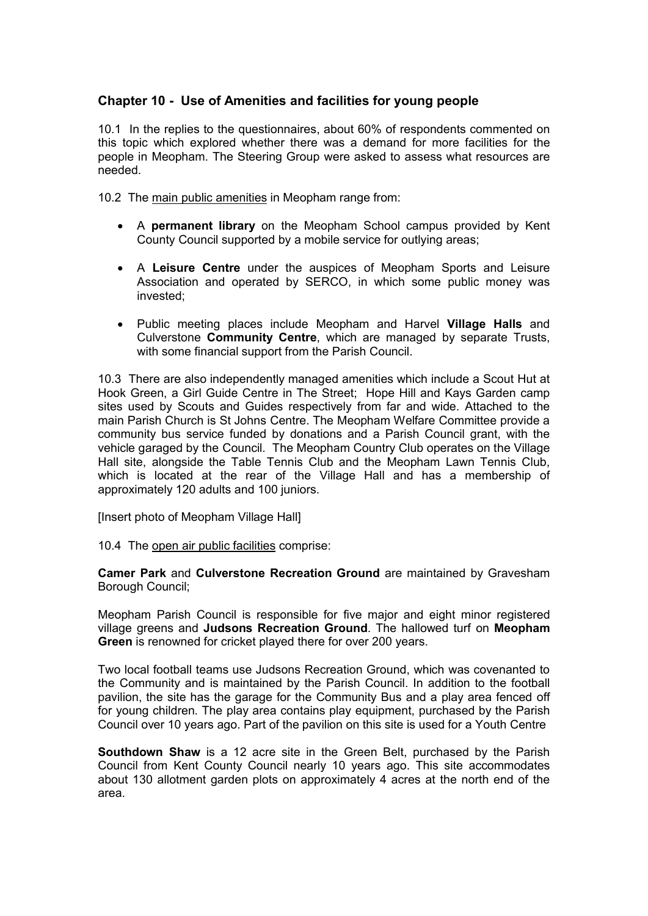## Chapter 10 - Use of Amenities and facilities for young people

10.1 In the replies to the questionnaires, about 60% of respondents commented on this topic which explored whether there was a demand for more facilities for the people in Meopham. The Steering Group were asked to assess what resources are needed.

10.2 The main public amenities in Meopham range from:

- A **permanent library** on the Meopham School campus provided by Kent County Council supported by a mobile service for outlying areas;
- A **Leisure Centre** under the auspices of Meopham Sports and Leisure Association and operated by SERCO, in which some public money was invested;
- Public meeting places include Meopham and Harvel **Village Halls** and Culverstone **Community Centre**, which are managed by separate Trusts, with some financial support from the Parish Council.

10.3 There are also independently managed amenities which include a Scout Hut at Hook Green, a Girl Guide Centre in The Street; Hope Hill and Kays Garden camp sites used by Scouts and Guides respectively from far and wide. Attached to the main Parish Church is St Johns Centre. The Meopham Welfare Committee provide a community bus service funded by donations and a Parish Council grant, with the vehicle garaged by the Council. The Meopham Country Club operates on the Village Hall site, alongside the Table Tennis Club and the Meopham Lawn Tennis Club, which is located at the rear of the Village Hall and has a membership of approximately 120 adults and 100 juniors.

[Insert photo of Meopham Village Hall]

10.4 The open air public facilities comprise:

**Camer Park** and **Culverstone Recreation Ground** are maintained by Gravesham Borough Council;

Meopham Parish Council is responsible for five major and eight minor registered village greens and **Judsons Recreation Ground**. The hallowed turf on **Meopham Green** is renowned for cricket played there for over 200 years.

Two local football teams use Judsons Recreation Ground, which was covenanted to the Community and is maintained by the Parish Council. In addition to the football pavilion, the site has the garage for the Community Bus and a play area fenced off for young children. The play area contains play equipment, purchased by the Parish Council over 10 years ago. Part of the pavilion on this site is used for a Youth Centre

**Southdown Shaw** is a 12 acre site in the Green Belt, purchased by the Parish Council from Kent County Council nearly 10 years ago. This site accommodates about 130 allotment garden plots on approximately 4 acres at the north end of the area.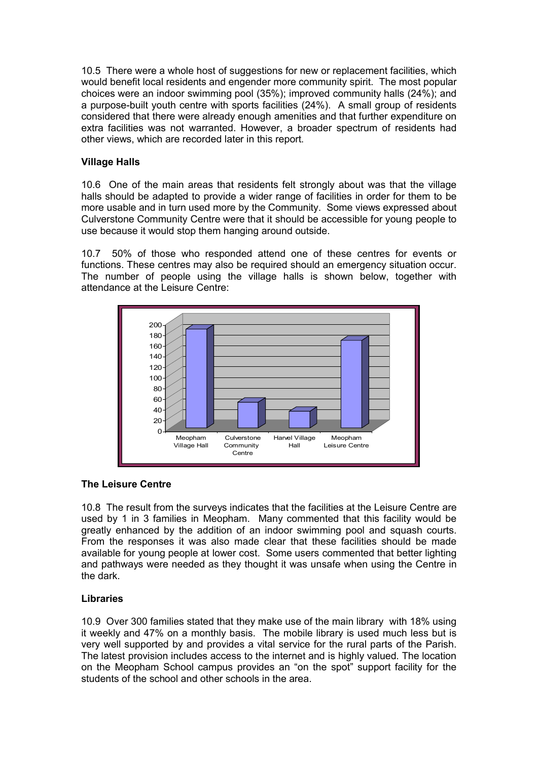10.5 There were a whole host of suggestions for new or replacement facilities, which would benefit local residents and engender more community spirit. The most popular choices were an indoor swimming pool (35%); improved community halls (24%); and a purpose-built youth centre with sports facilities (24%). A small group of residents considered that there were already enough amenities and that further expenditure on extra facilities was not warranted. However, a broader spectrum of residents had other views, which are recorded later in this report.

**Village Halls**

10.6 One of the main areas that residents felt strongly about was that the village halls should be adapted to provide a wider range of facilities in order for them to be more usable and in turn used more by the Community. Some views expressed about Culverstone Community Centre were that it should be accessible for young people to use because it would stop them hanging around outside.

10.7 50% of those who responded attend one of these centres for events or functions. These centres may also be required should an emergency situation occur. The number of people using the village halls is shown below, together with attendance at the Leisure Centre:

**The Leisure Centre**

10.8 The result from the surveys indicates that the facilities at the Leisure Centre are used by 1 in 3 families in Meopham. Many commented that this facility would be greatly enhanced by the addition of an indoor swimming pool and squash courts. From the responses it was also made clear that these facilities should be made available for young people at lower cost. Some users commented that better lighting and pathways were needed as they thought it was unsafe when using the Centre in the dark.

**Libraries**

10.9 Over 300 families stated that they make use of the main library with 18% using it weekly and 47% on a monthly basis. The mobile library is used much less but is very well supported by and provides a vital service for the rural parts of the Parish. The latest provision includes access to the internet and is highly valued. The location on the Meopham School campus provides an "on the spot" support facility for the students of the school and other schools in the area.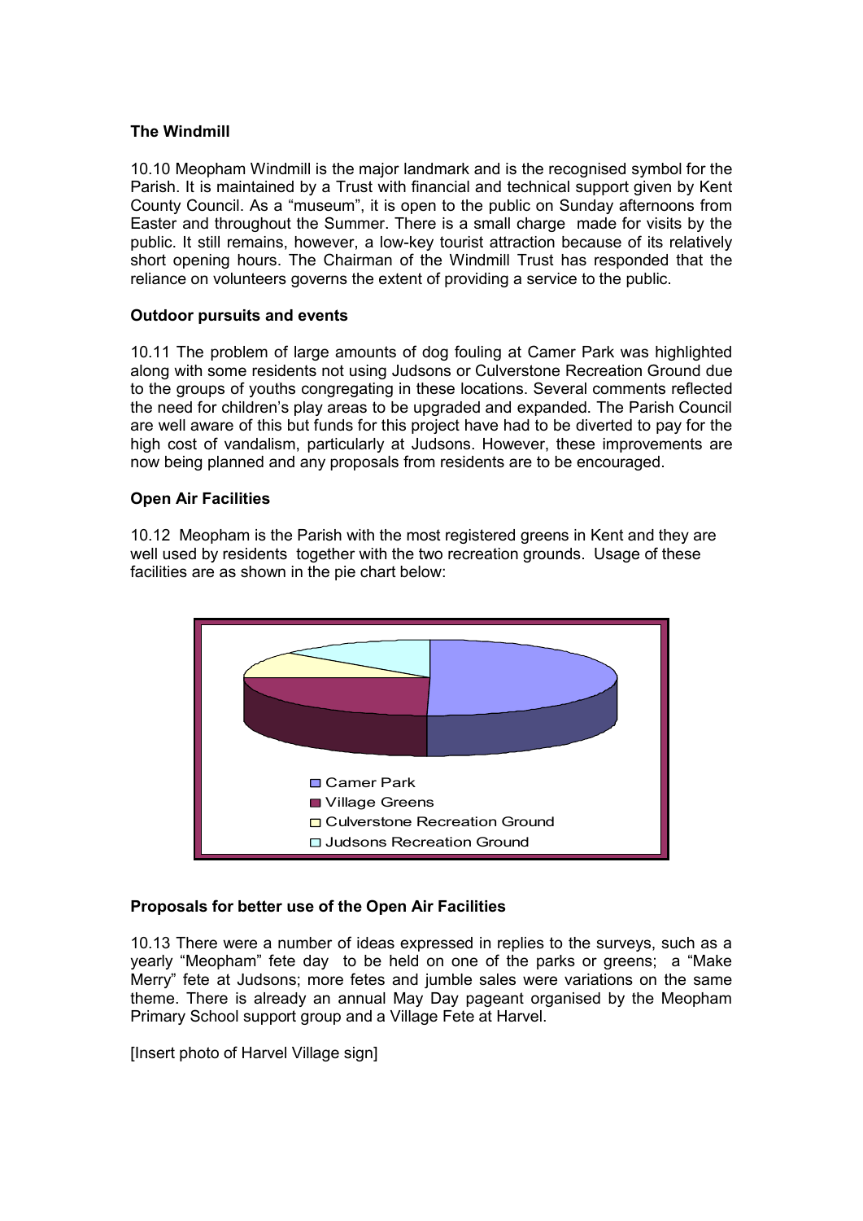**The Windmill**

10.10 Meopham Windmill is the major landmark and is the recognised symbol for the Parish. It is maintained by a Trust with financial and technical support given by Kent County Council. As a "museum", it is open to the public on Sunday afternoons from Easter and throughout the Summer. There is a small charge made for visits by the public. It still remains, however, a low-key tourist attraction because of its relatively short opening hours. The Chairman of the Windmill Trust has responded that the reliance on volunteers governs the extent of providing a service to the public.

**Outdoor pursuits and events**

10.11 The problem of large amounts of dog fouling at Camer Park was highlighted along with some residents not using Judsons or Culverstone Recreation Ground due to the groups of youths congregating in these locations. Several comments reflected the need for children's play areas to be upgraded and expanded. The Parish Council are well aware of this but funds for this project have had to be diverted to pay for the high cost of vandalism, particularly at Judsons. However, these improvements are now being planned and any proposals from residents are to be encouraged.

**Open Air Facilities**

10.12 Meopham is the Parish with the most registered greens in Kent and they are well used by residents together with the two recreation grounds. Usage of these facilities are as shown in the pie chart below:

- Camer Park
- Village Greens
- Culverstone Recreation Ground
- Judsons Recreation Ground

**Proposals for better use of the Open Air Facilities**

10.13 There were a number of ideas expressed in replies to the surveys, such as a yearly "Meopham" fete day to be held on one of the parks or greens; a "Make Merry" fete at Judsons; more fetes and jumble sales were variations on the same theme. There is already an annual May Day pageant organised by the Meopham Primary School support group and a Village Fete at Harvel.

[Insert photo of Harvel Village sign]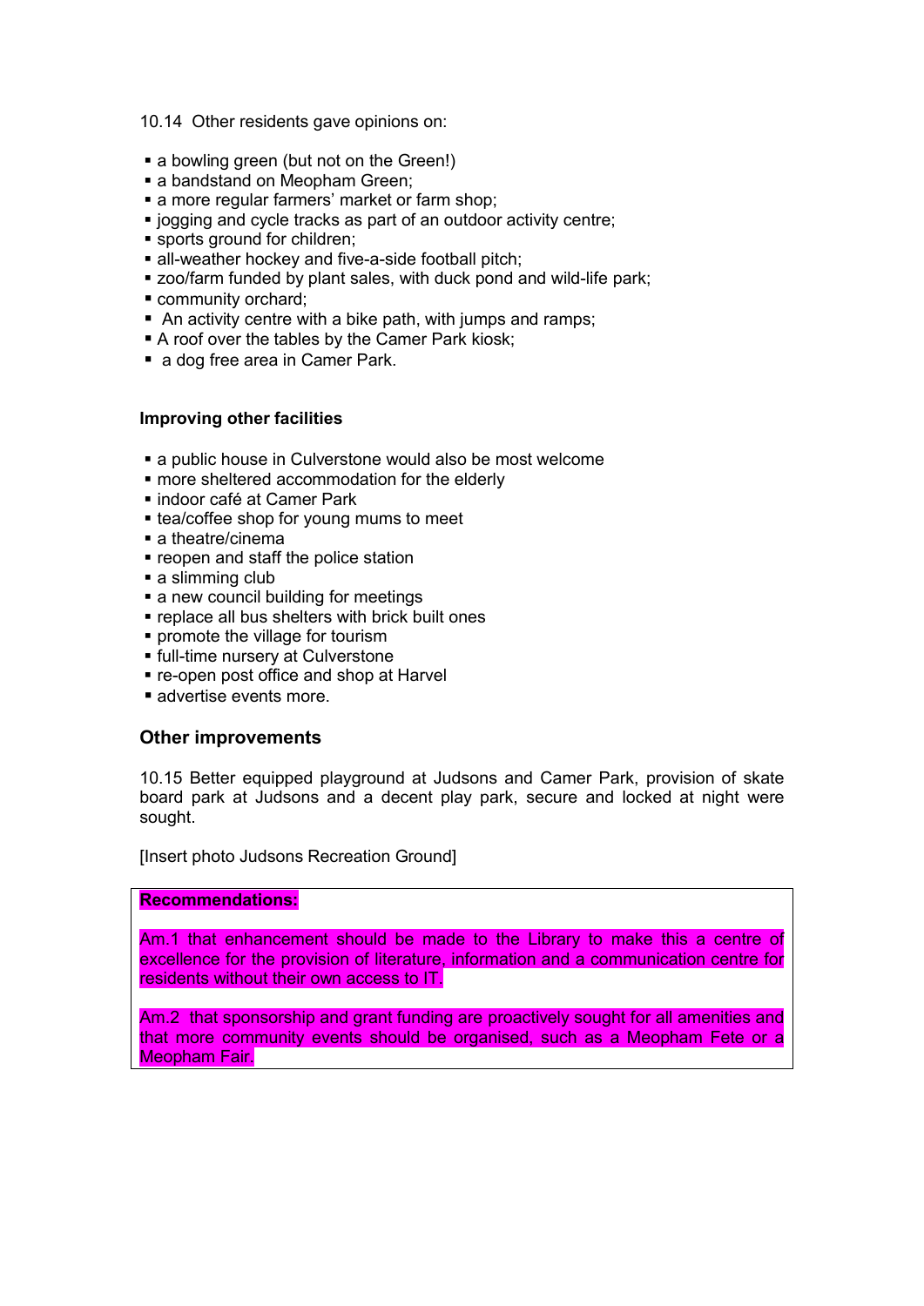10.14 Other residents gave opinions on:

- a bowling green (but not on the Green!)
- a bandstand on Meopham Green;
- a more regular farmers' market or farm shop;
- jogging and cycle tracks as part of an outdoor activity centre;
- sports ground for children;
- all-weather hockey and five-a-side football pitch;
- zoo/farm funded by plant sales, with duck pond and wild-life park;
- community orchard;
- An activity centre with a bike path, with jumps and ramps;
- A roof over the tables by the Camer Park kiosk;
- a dog free area in Camer Park.

**Improving other facilities**

- a public house in Culverstone would also be most welcome
- more sheltered accommodation for the elderly
- indoor café at Camer Park
- tea/coffee shop for young mums to meet
- a theatre/cinema
- reopen and staff the police station
- a slimming club
- a new council building for meetings
- replace all bus shelters with brick built ones
- promote the village for tourism
- full-time nursery at Culverstone
- re-open post office and shop at Harvel
- advertise events more.

## Other improvements

10.15 Better equipped playground at Judsons and Camer Park, provision of skate board park at Judsons and a decent play park, secure and locked at night were sought.

[Insert photo Judsons Recreation Ground]

**Recommendations:**

Am.1 that enhancement should be made to the Library to make this a centre of excellence for the provision of literature, information and a communication centre for residents without their own access to IT.

Am.2 that sponsorship and grant funding are proactively sought for all amenities and that more community events should be organised, such as a Meopham Fete or a Meopham Fair.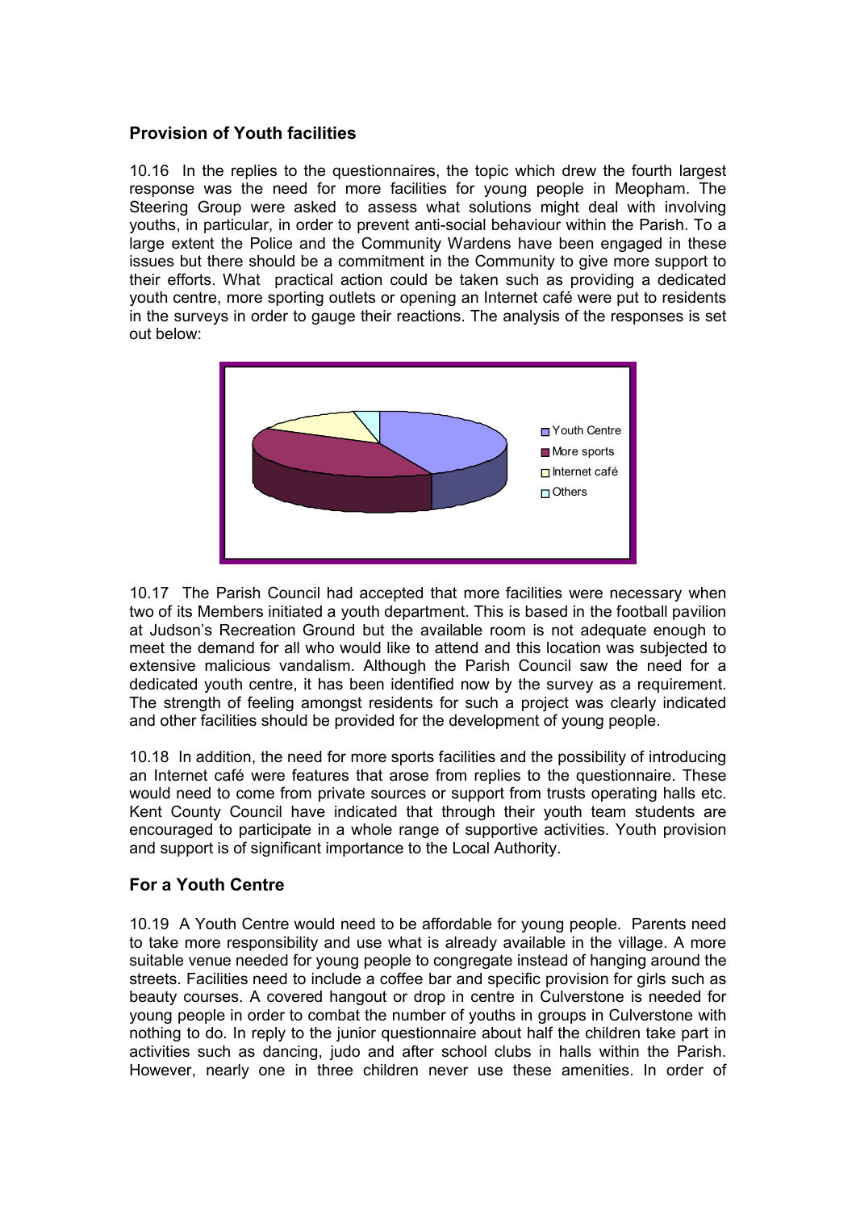## Provision of Youth facilities

10.16 In the replies to the questionnaires, the topic which drew the fourth largest response was the need for more facilities for young people in Meopham. The Steering Group were asked to assess what solutions might deal with involving youths, in particular, in order to prevent anti-social behaviour within the Parish. To a large extent the Police and the Community Wardens have been engaged in these issues but there should be a commitment in the Community to give more support to their efforts. What practical action could be taken such as providing a dedicated youth centre, more sporting outlets or opening an Internet café were put to residents in the surveys in order to gauge their reactions. The analysis of the responses is set out below:

- Youth Centre
- More sports
- Internet café
- Others

10.17 The Parish Council had accepted that more facilities were necessary when two of its Members initiated a youth department. This is based in the football pavilion at Judson's Recreation Ground but the available room is not adequate enough to meet the demand for all who would like to attend and this location was subjected to extensive malicious vandalism. Although the Parish Council saw the need for a dedicated youth centre, it has been identified now by the survey as a requirement. The strength of feeling amongst residents for such a project was clearly indicated and other facilities should be provided for the development of young people.

10.18 In addition, the need for more sports facilities and the possibility of introducing an Internet café were features that arose from replies to the questionnaire. These would need to come from private sources or support from trusts operating halls etc. Kent County Council have indicated that through their youth team students are encouraged to participate in a whole range of supportive activities. Youth provision and support is of significant importance to the Local Authority.

## For a Youth Centre

10.19 A Youth Centre would need to be affordable for young people. Parents need to take more responsibility and use what is already available in the village. A more suitable venue needed for young people to congregate instead of hanging around the streets. Facilities need to include a coffee bar and specific provision for girls such as beauty courses. A covered hangout or drop in centre in Culverstone is needed for young people in order to combat the number of youths in groups in Culverstone with nothing to do. In reply to the junior questionnaire about half the children take part in activities such as dancing, judo and after school clubs in halls within the Parish. However, nearly one in three children never use these amenities. In order of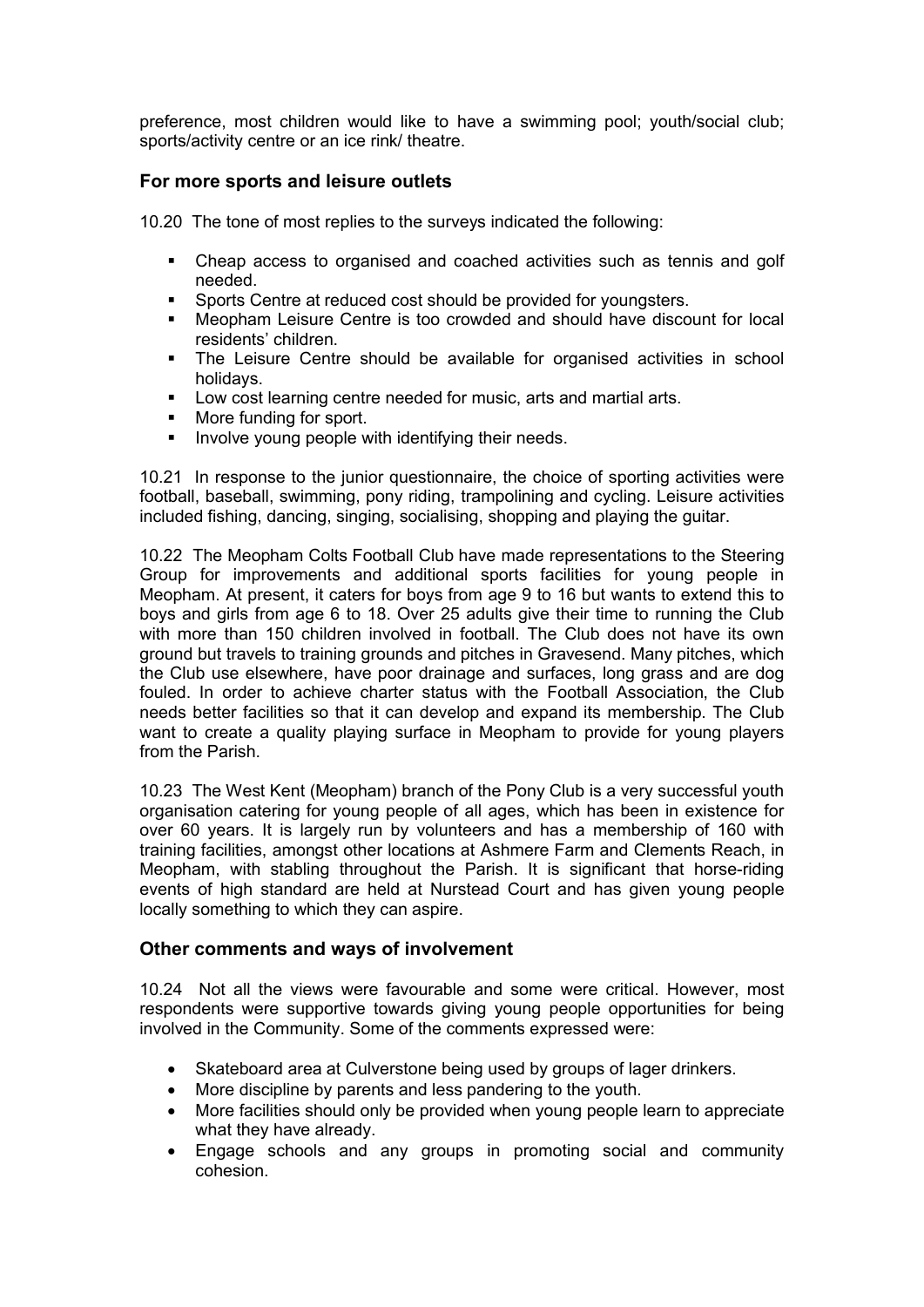preference, most children would like to have a swimming pool; youth/social club; sports/activity centre or an ice rink/ theatre.

## For more sports and leisure outlets

10.20 The tone of most replies to the surveys indicated the following:

- Cheap access to organised and coached activities such as tennis and golf needed.
- Sports Centre at reduced cost should be provided for youngsters.
- Meopham Leisure Centre is too crowded and should have discount for local residents' children.
- The Leisure Centre should be available for organised activities in school holidays.
- Low cost learning centre needed for music, arts and martial arts.
- More funding for sport.
- Involve young people with identifying their needs.

10.21 In response to the junior questionnaire, the choice of sporting activities were football, baseball, swimming, pony riding, trampolining and cycling. Leisure activities included fishing, dancing, singing, socialising, shopping and playing the guitar.

10.22 The Meopham Colts Football Club have made representations to the Steering Group for improvements and additional sports facilities for young people in Meopham. At present, it caters for boys from age 9 to 16 but wants to extend this to boys and girls from age 6 to 18. Over 25 adults give their time to running the Club with more than 150 children involved in football. The Club does not have its own ground but travels to training grounds and pitches in Gravesend. Many pitches, which the Club use elsewhere, have poor drainage and surfaces, long grass and are dog fouled. In order to achieve charter status with the Football Association, the Club needs better facilities so that it can develop and expand its membership. The Club want to create a quality playing surface in Meopham to provide for young players from the Parish.

10.23 The West Kent (Meopham) branch of the Pony Club is a very successful youth organisation catering for young people of all ages, which has been in existence for over 60 years. It is largely run by volunteers and has a membership of 160 with training facilities, amongst other locations at Ashmere Farm and Clements Reach, in Meopham, with stabling throughout the Parish. It is significant that horse-riding events of high standard are held at Nurstead Court and has given young people locally something to which they can aspire.

## Other comments and ways of involvement

10.24 Not all the views were favourable and some were critical. However, most respondents were supportive towards giving young people opportunities for being involved in the Community. Some of the comments expressed were:

- Skateboard area at Culverstone being used by groups of lager drinkers.
- More discipline by parents and less pandering to the youth.
- More facilities should only be provided when young people learn to appreciate what they have already.
- Engage schools and any groups in promoting social and community cohesion.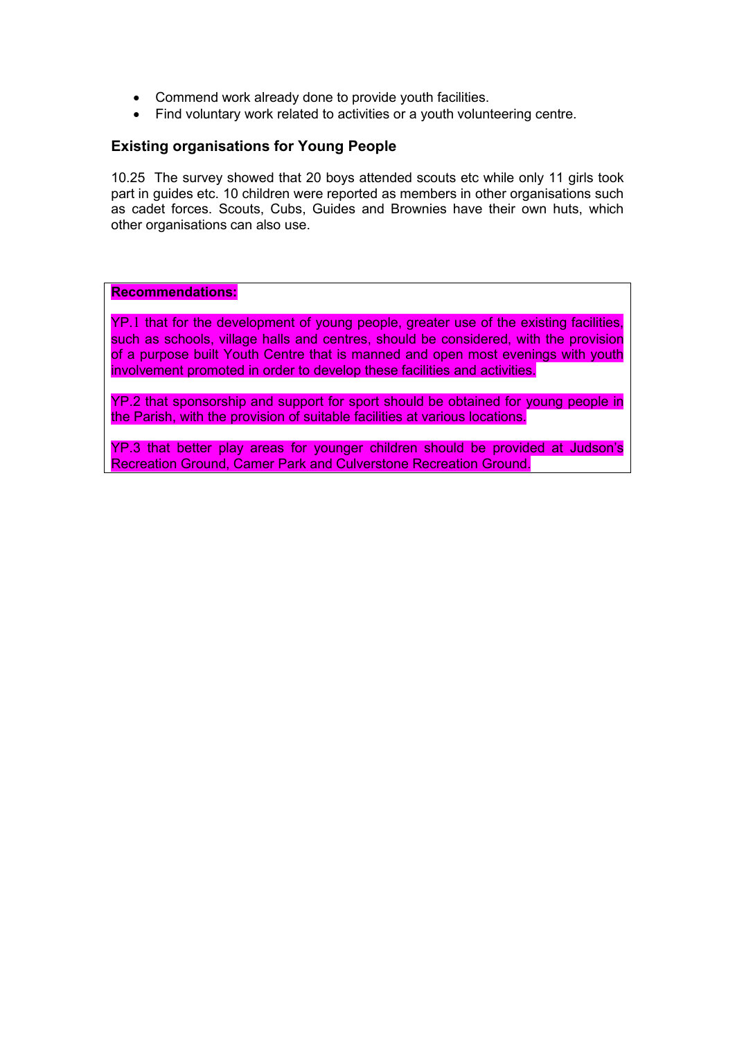- Commend work already done to provide youth facilities.
- Find voluntary work related to activities or a youth volunteering centre.

### Existing organisations for Young People

10.25 The survey showed that 20 boys attended scouts etc while only 11 girls took part in guides etc. 10 children were reported as members in other organisations such as cadet forces. Scouts, Cubs, Guides and Brownies have their own huts, which other organisations can also use.

**Recommendations:**

YP.1 that for the development of young people, greater use of the existing facilities, such as schools, village halls and centres, should be considered, with the provision of a purpose built Youth Centre that is manned and open most evenings with youth involvement promoted in order to develop these facilities and activities.

YP.2 that sponsorship and support for sport should be obtained for young people in the Parish, with the provision of suitable facilities at various locations.

YP.3 that better play areas for younger children should be provided at Judson's Recreation Ground, Camer Park and Culverstone Recreation Ground.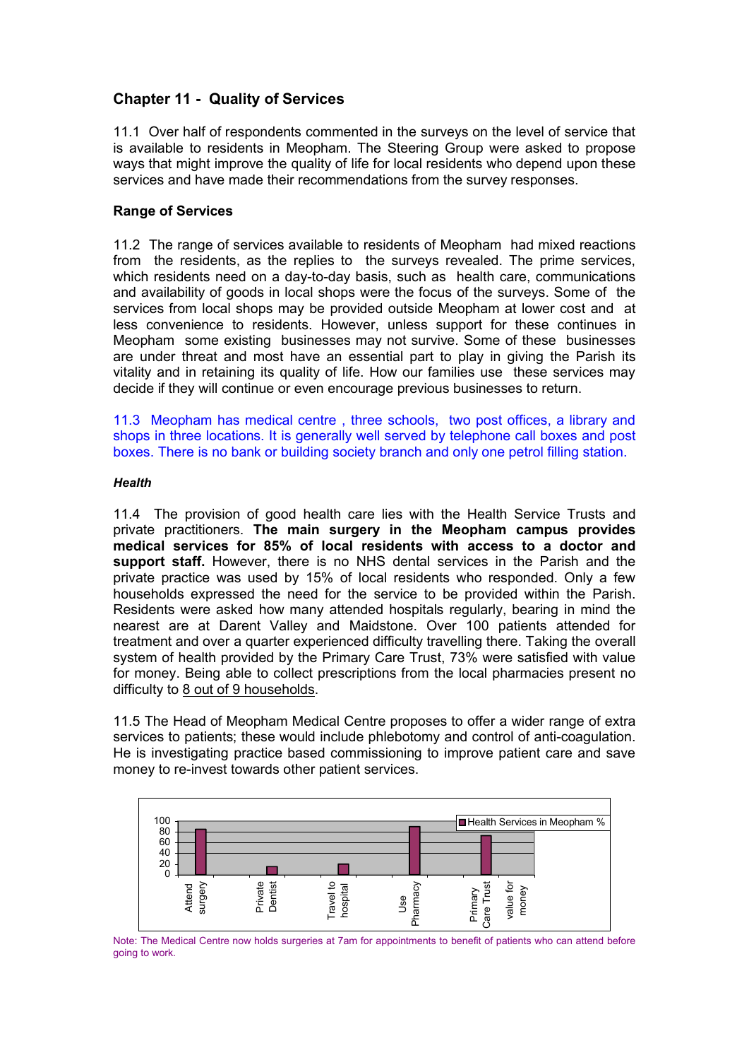## Chapter 11 - Quality of Services

11.1 Over half of respondents commented in the surveys on the level of service that is available to residents in Meopham. The Steering Group were asked to propose ways that might improve the quality of life for local residents who depend upon these services and have made their recommendations from the survey responses.

### Range of Services

11.2 The range of services available to residents of Meopham had mixed reactions from the residents, as the replies to the surveys revealed. The prime services, which residents need on a day-to-day basis, such as health care, communications and availability of goods in local shops were the focus of the surveys. Some of the services from local shops may be provided outside Meopham at lower cost and at less convenience to residents. However, unless support for these continues in Meopham some existing businesses may not survive. Some of these businesses are under threat and most have an essential part to play in giving the Parish its vitality and in retaining its quality of life. How our families use these services may decide if they will continue or even encourage previous businesses to return.

11.3 Meopham has medical centre , three schools, two post offices, a library and shops in three locations. It is generally well served by telephone call boxes and post boxes. There is no bank or building society branch and only one petrol filling station.

#### *Health*

11.4 The provision of good health care lies with the Health Service Trusts and private practitioners. **The main surgery in the Meopham campus provides medical services for 85% of local residents with access to a doctor and support staff.** However, there is no NHS dental services in the Parish and the private practice was used by 15% of local residents who responded. Only a few households expressed the need for the service to be provided within the Parish. Residents were asked how many attended hospitals regularly, bearing in mind the nearest are at Darent Valley and Maidstone. Over 100 patients attended for treatment and over a quarter experienced difficulty travelling there. Taking the overall system of health provided by the Primary Care Trust, 73% were satisfied with value for money. Being able to collect prescriptions from the local pharmacies present no difficulty to 8 out of 9 households.

11.5 The Head of Meopham Medical Centre proposes to offer a wider range of extra services to patients; these would include phlebotomy and control of anti-coagulation. He is investigating practice based commissioning to improve patient care and save money to re-invest towards other patient services.

Health Services in Meopham %

| Category | % |
|---|---|
| Attend surgery | 85 |
| Private Dentist | 15 |
| Travel to hospital | 20 |
| Use Pharmacy | 89 |
| Primary Care Trust value for money | 73 |

Note: The Medical Centre now holds surgeries at 7am for appointments to benefit of patients who can attend before going to work.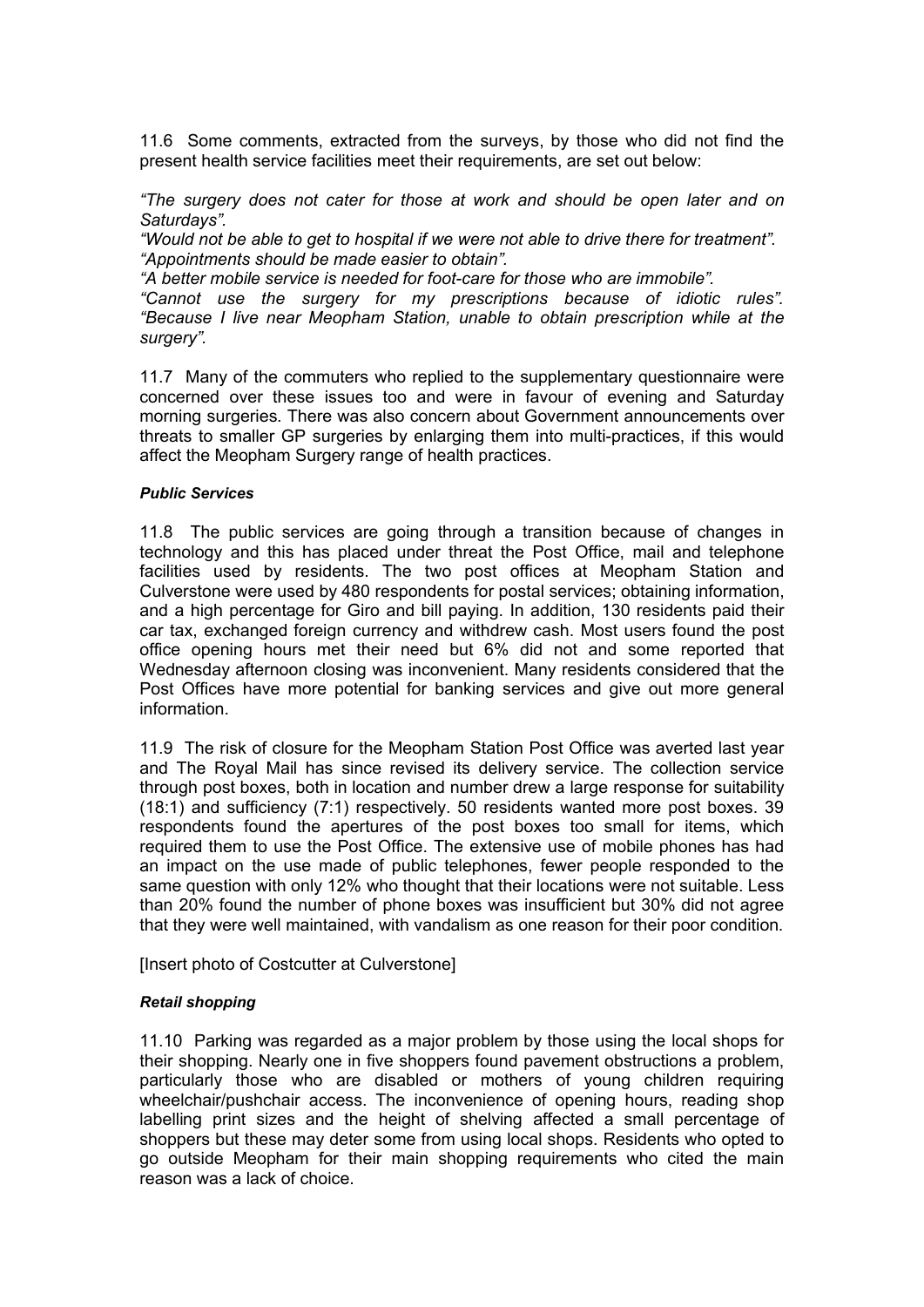11.6 Some comments, extracted from the surveys, by those who did not find the present health service facilities meet their requirements, are set out below:

*"The surgery does not cater for those at work and should be open later and on Saturdays".*
*"Would not be able to get to hospital if we were not able to drive there for treatment".*
*"Appointments should be made easier to obtain".*
*"A better mobile service is needed for foot-care for those who are immobile".*
*"Cannot use the surgery for my prescriptions because of idiotic rules".*
*"Because I live near Meopham Station, unable to obtain prescription while at the surgery".*

11.7 Many of the commuters who replied to the supplementary questionnaire were concerned over these issues too and were in favour of evening and Saturday morning surgeries. There was also concern about Government announcements over threats to smaller GP surgeries by enlarging them into multi-practices, if this would affect the Meopham Surgery range of health practices.

***Public Services***

11.8 The public services are going through a transition because of changes in technology and this has placed under threat the Post Office, mail and telephone facilities used by residents. The two post offices at Meopham Station and Culverstone were used by 480 respondents for postal services; obtaining information, and a high percentage for Giro and bill paying. In addition, 130 residents paid their car tax, exchanged foreign currency and withdrew cash. Most users found the post office opening hours met their need but 6% did not and some reported that Wednesday afternoon closing was inconvenient. Many residents considered that the Post Offices have more potential for banking services and give out more general information.

11.9 The risk of closure for the Meopham Station Post Office was averted last year and The Royal Mail has since revised its delivery service. The collection service through post boxes, both in location and number drew a large response for suitability (18:1) and sufficiency (7:1) respectively. 50 residents wanted more post boxes. 39 respondents found the apertures of the post boxes too small for items, which required them to use the Post Office. The extensive use of mobile phones has had an impact on the use made of public telephones, fewer people responded to the same question with only 12% who thought that their locations were not suitable. Less than 20% found the number of phone boxes was insufficient but 30% did not agree that they were well maintained, with vandalism as one reason for their poor condition.

[Insert photo of Costcutter at Culverstone]

***Retail shopping***

11.10 Parking was regarded as a major problem by those using the local shops for their shopping. Nearly one in five shoppers found pavement obstructions a problem, particularly those who are disabled or mothers of young children requiring wheelchair/pushchair access. The inconvenience of opening hours, reading shop labelling print sizes and the height of shelving affected a small percentage of shoppers but these may deter some from using local shops. Residents who opted to go outside Meopham for their main shopping requirements who cited the main reason was a lack of choice.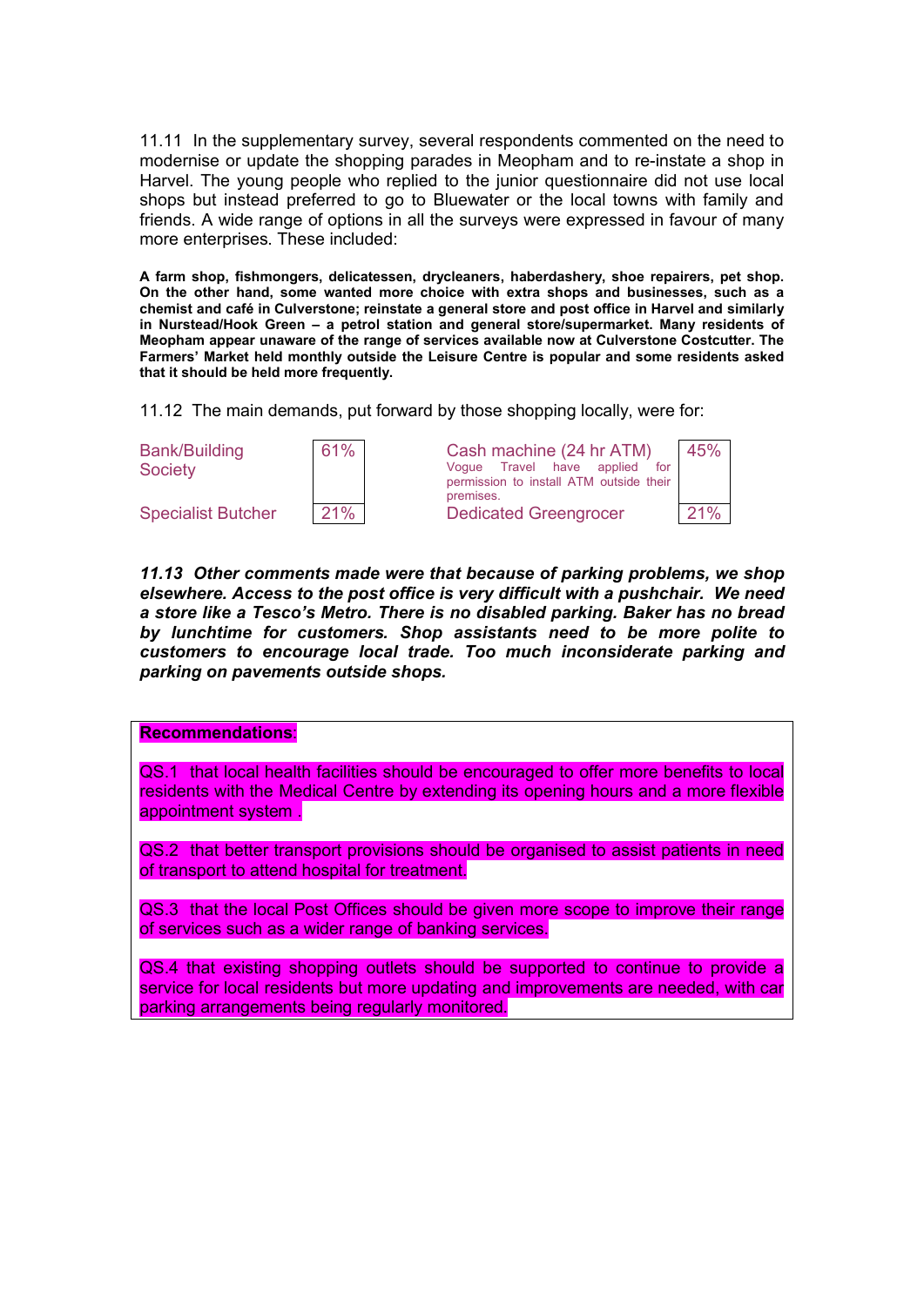11.11 In the supplementary survey, several respondents commented on the need to modernise or update the shopping parades in Meopham and to re-instate a shop in Harvel. The young people who replied to the junior questionnaire did not use local shops but instead preferred to go to Bluewater or the local towns with family and friends. A wide range of options in all the surveys were expressed in favour of many more enterprises. These included:

**A farm shop, fishmongers, delicatessen, drycleaners, haberdashery, shoe repairers, pet shop. On the other hand, some wanted more choice with extra shops and businesses, such as a chemist and café in Culverstone; reinstate a general store and post office in Harvel and similarly in Nurstead/Hook Green – a petrol station and general store/supermarket. Many residents of Meopham appear unaware of the range of services available now at Culverstone Costcutter. The Farmers' Market held monthly outside the Leisure Centre is popular and some residents asked that it should be held more frequently.**

11.12 The main demands, put forward by those shopping locally, were for:

| | | | |
|---|---|---|---|
| Bank/Building Society | 61% | Cash machine (24 hr ATM)<br>Vogue Travel have applied for permission to install ATM outside their premises. | 45% |
| Specialist Butcher | 21% | Dedicated Greengrocer | 21% |

***11.13 Other comments made were that because of parking problems, we shop elsewhere. Access to the post office is very difficult with a pushchair. We need a store like a Tesco's Metro. There is no disabled parking. Baker has no bread by lunchtime for customers. Shop assistants need to be more polite to customers to encourage local trade. Too much inconsiderate parking and parking on pavements outside shops.***

**Recommendations:**

QS.1 that local health facilities should be encouraged to offer more benefits to local residents with the Medical Centre by extending its opening hours and a more flexible appointment system .

QS.2 that better transport provisions should be organised to assist patients in need of transport to attend hospital for treatment.

QS.3 that the local Post Offices should be given more scope to improve their range of services such as a wider range of banking services.

QS.4 that existing shopping outlets should be supported to continue to provide a service for local residents but more updating and improvements are needed, with car parking arrangements being regularly monitored.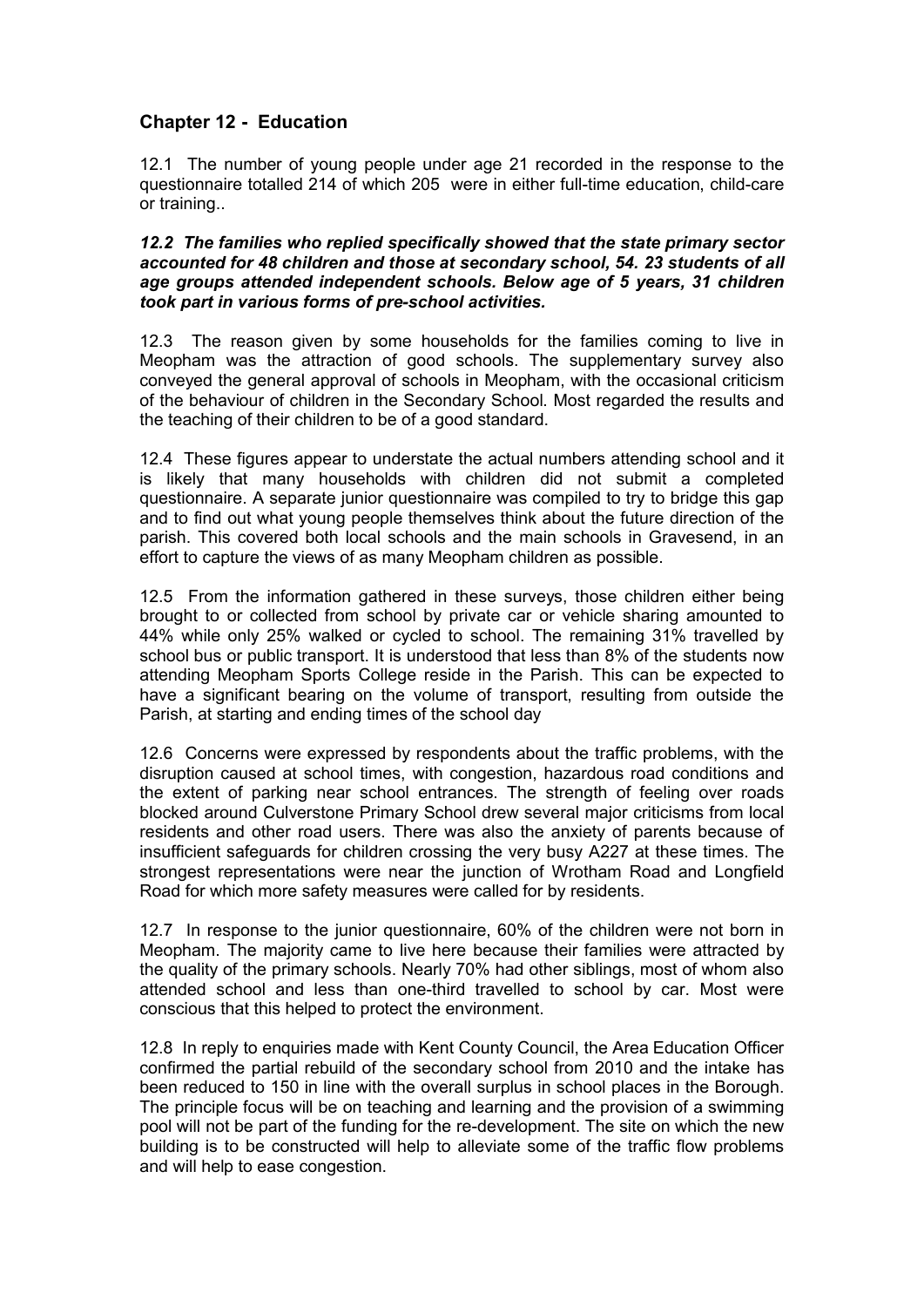## Chapter 12 - Education

12.1 The number of young people under age 21 recorded in the response to the questionnaire totalled 214 of which 205 were in either full-time education, child-care or training..

***12.2 The families who replied specifically showed that the state primary sector accounted for 48 children and those at secondary school, 54. 23 students of all age groups attended independent schools. Below age of 5 years, 31 children took part in various forms of pre-school activities.***

12.3 The reason given by some households for the families coming to live in Meopham was the attraction of good schools. The supplementary survey also conveyed the general approval of schools in Meopham, with the occasional criticism of the behaviour of children in the Secondary School. Most regarded the results and the teaching of their children to be of a good standard.

12.4 These figures appear to understate the actual numbers attending school and it is likely that many households with children did not submit a completed questionnaire. A separate junior questionnaire was compiled to try to bridge this gap and to find out what young people themselves think about the future direction of the parish. This covered both local schools and the main schools in Gravesend, in an effort to capture the views of as many Meopham children as possible.

12.5 From the information gathered in these surveys, those children either being brought to or collected from school by private car or vehicle sharing amounted to 44% while only 25% walked or cycled to school. The remaining 31% travelled by school bus or public transport. It is understood that less than 8% of the students now attending Meopham Sports College reside in the Parish. This can be expected to have a significant bearing on the volume of transport, resulting from outside the Parish, at starting and ending times of the school day

12.6 Concerns were expressed by respondents about the traffic problems, with the disruption caused at school times, with congestion, hazardous road conditions and the extent of parking near school entrances. The strength of feeling over roads blocked around Culverstone Primary School drew several major criticisms from local residents and other road users. There was also the anxiety of parents because of insufficient safeguards for children crossing the very busy A227 at these times. The strongest representations were near the junction of Wrotham Road and Longfield Road for which more safety measures were called for by residents.

12.7 In response to the junior questionnaire, 60% of the children were not born in Meopham. The majority came to live here because their families were attracted by the quality of the primary schools. Nearly 70% had other siblings, most of whom also attended school and less than one-third travelled to school by car. Most were conscious that this helped to protect the environment.

12.8 In reply to enquiries made with Kent County Council, the Area Education Officer confirmed the partial rebuild of the secondary school from 2010 and the intake has been reduced to 150 in line with the overall surplus in school places in the Borough. The principle focus will be on teaching and learning and the provision of a swimming pool will not be part of the funding for the re-development. The site on which the new building is to be constructed will help to alleviate some of the traffic flow problems and will help to ease congestion.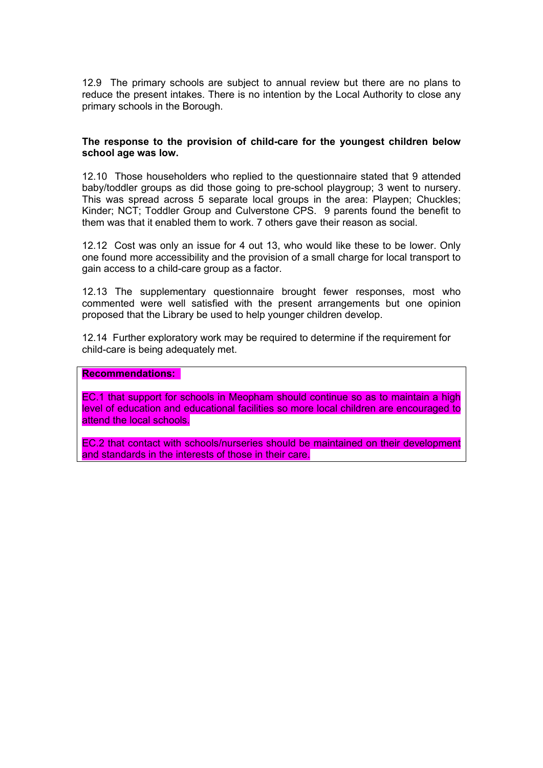12.9 The primary schools are subject to annual review but there are no plans to reduce the present intakes. There is no intention by the Local Authority to close any primary schools in the Borough.

**The response to the provision of child-care for the youngest children below school age was low.**

12.10 Those householders who replied to the questionnaire stated that 9 attended baby/toddler groups as did those going to pre-school playgroup; 3 went to nursery. This was spread across 5 separate local groups in the area: Playpen; Chuckles; Kinder; NCT; Toddler Group and Culverstone CPS. 9 parents found the benefit to them was that it enabled them to work. 7 others gave their reason as social.

12.12 Cost was only an issue for 4 out 13, who would like these to be lower. Only one found more accessibility and the provision of a small charge for local transport to gain access to a child-care group as a factor.

12.13 The supplementary questionnaire brought fewer responses, most who commented were well satisfied with the present arrangements but one opinion proposed that the Library be used to help younger children develop.

12.14 Further exploratory work may be required to determine if the requirement for child-care is being adequately met.

**Recommendations:**

EC.1 that support for schools in Meopham should continue so as to maintain a high level of education and educational facilities so more local children are encouraged to attend the local schools.

EC.2 that contact with schools/nurseries should be maintained on their development and standards in the interests of those in their care.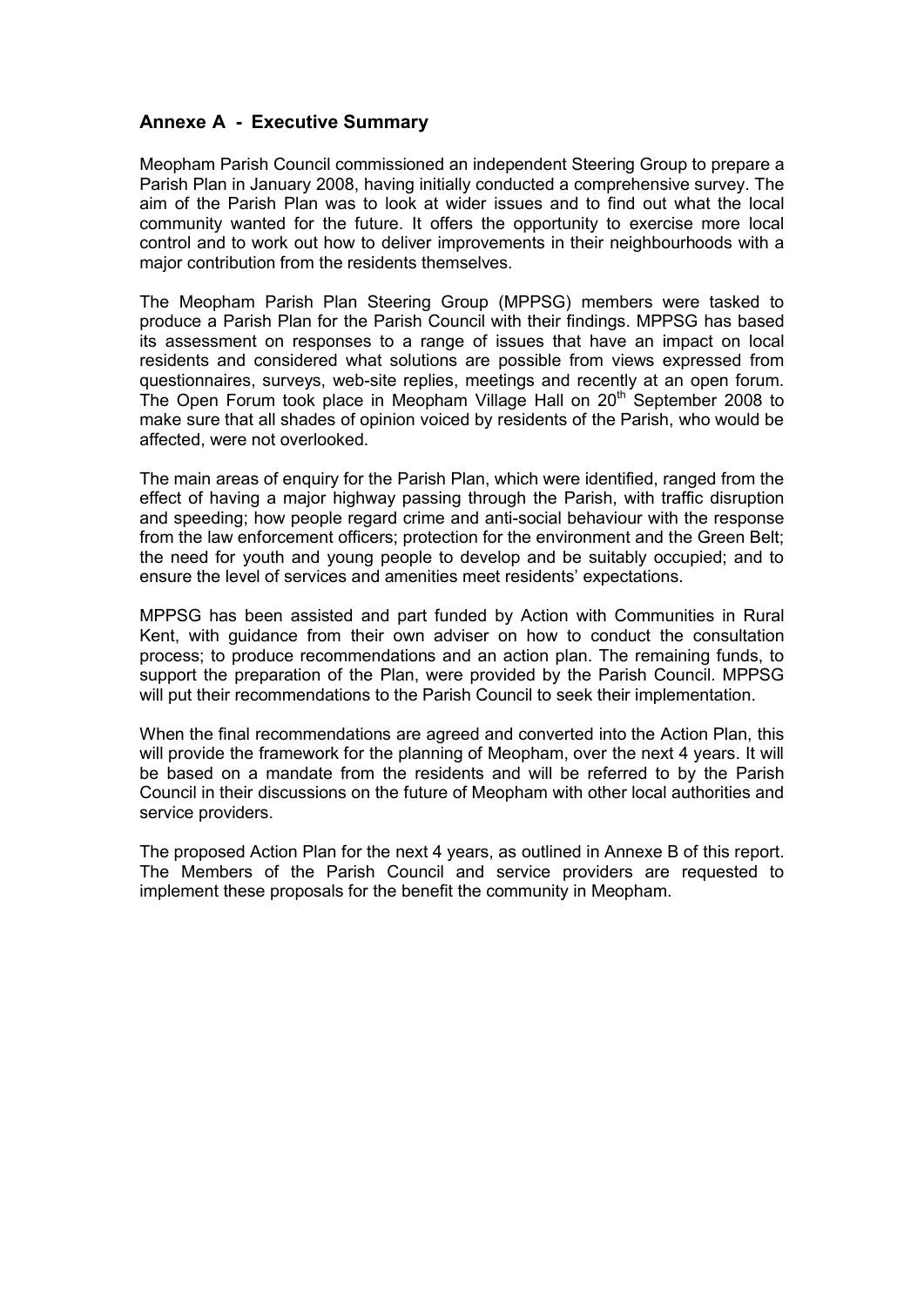## Annexe A - Executive Summary

Meopham Parish Council commissioned an independent Steering Group to prepare a Parish Plan in January 2008, having initially conducted a comprehensive survey. The aim of the Parish Plan was to look at wider issues and to find out what the local community wanted for the future. It offers the opportunity to exercise more local control and to work out how to deliver improvements in their neighbourhoods with a major contribution from the residents themselves.

The Meopham Parish Plan Steering Group (MPPSG) members were tasked to produce a Parish Plan for the Parish Council with their findings. MPPSG has based its assessment on responses to a range of issues that have an impact on local residents and considered what solutions are possible from views expressed from questionnaires, surveys, web-site replies, meetings and recently at an open forum. The Open Forum took place in Meopham Village Hall on 20th September 2008 to make sure that all shades of opinion voiced by residents of the Parish, who would be affected, were not overlooked.

The main areas of enquiry for the Parish Plan, which were identified, ranged from the effect of having a major highway passing through the Parish, with traffic disruption and speeding; how people regard crime and anti-social behaviour with the response from the law enforcement officers; protection for the environment and the Green Belt; the need for youth and young people to develop and be suitably occupied; and to ensure the level of services and amenities meet residents' expectations.

MPPSG has been assisted and part funded by Action with Communities in Rural Kent, with guidance from their own adviser on how to conduct the consultation process; to produce recommendations and an action plan. The remaining funds, to support the preparation of the Plan, were provided by the Parish Council. MPPSG will put their recommendations to the Parish Council to seek their implementation.

When the final recommendations are agreed and converted into the Action Plan, this will provide the framework for the planning of Meopham, over the next 4 years. It will be based on a mandate from the residents and will be referred to by the Parish Council in their discussions on the future of Meopham with other local authorities and service providers.

The proposed Action Plan for the next 4 years, as outlined in Annexe B of this report. The Members of the Parish Council and service providers are requested to implement these proposals for the benefit the community in Meopham.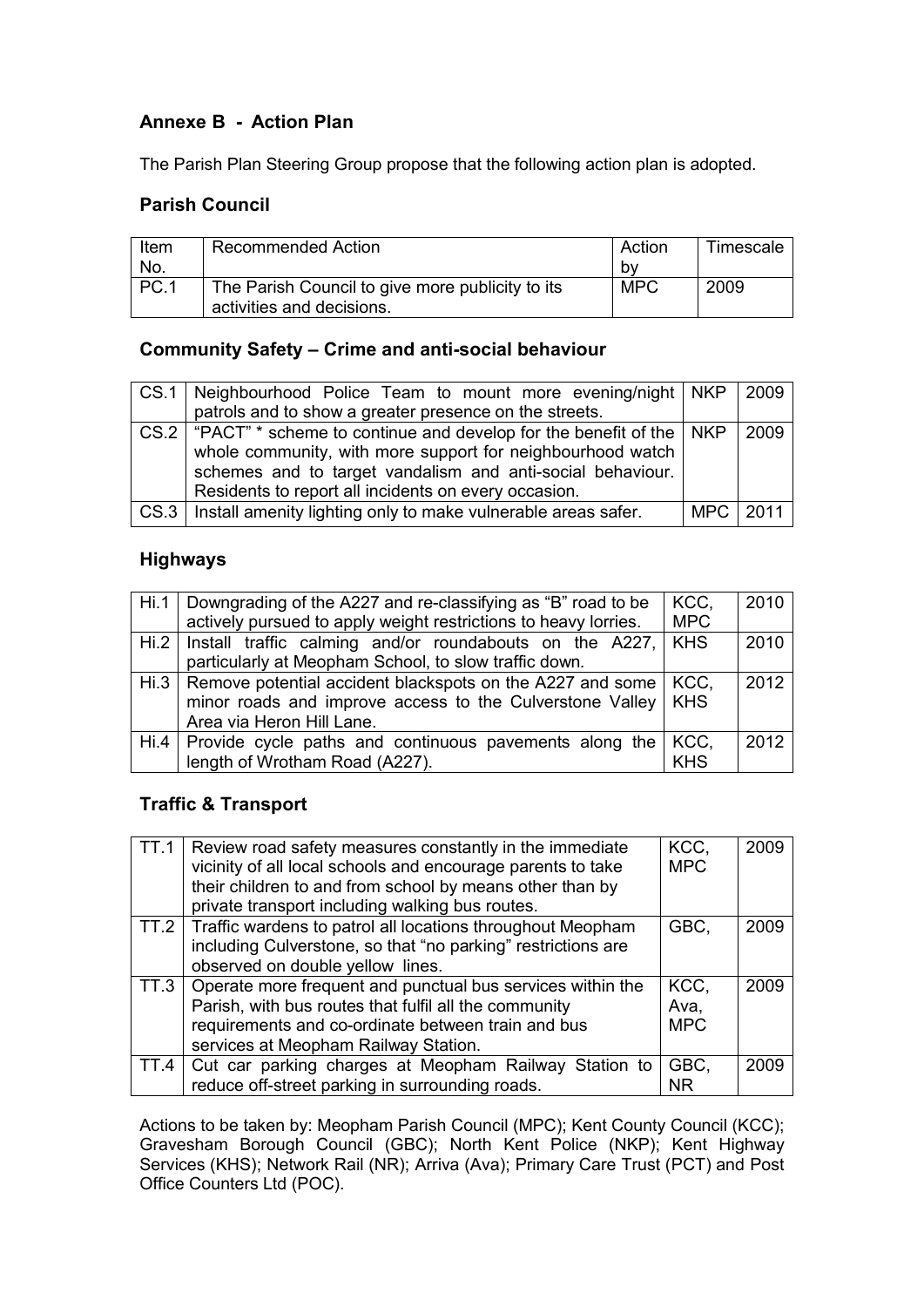## Annexe B - Action Plan

The Parish Plan Steering Group propose that the following action plan is adopted.

### Parish Council

| Item No. | Recommended Action | Action by | Timescale |
|---|---|---|---|
| PC.1 | The Parish Council to give more publicity to its activities and decisions. | MPC | 2009 |

### Community Safety – Crime and anti-social behaviour

| | | | |
|---|---|---|---|
| CS.1 | Neighbourhood Police Team to mount more evening/night patrols and to show a greater presence on the streets. | NKP | 2009 |
| CS.2 | "PACT" * scheme to continue and develop for the benefit of the whole community, with more support for neighbourhood watch schemes and to target vandalism and anti-social behaviour. Residents to report all incidents on every occasion. | NKP | 2009 |
| CS.3 | Install amenity lighting only to make vulnerable areas safer. | MPC | 2011 |

### Highways

| | | | |
|---|---|---|---|
| Hi.1 | Downgrading of the A227 and re-classifying as "B" road to be actively pursued to apply weight restrictions to heavy lorries. | KCC, MPC | 2010 |
| Hi.2 | Install traffic calming and/or roundabouts on the A227, particularly at Meopham School, to slow traffic down. | KHS | 2010 |
| Hi.3 | Remove potential accident blackspots on the A227 and some minor roads and improve access to the Culverstone Valley Area via Heron Hill Lane. | KCC, KHS | 2012 |
| Hi.4 | Provide cycle paths and continuous pavements along the length of Wrotham Road (A227). | KCC, KHS | 2012 |

### Traffic & Transport

| | | | |
|---|---|---|---|
| TT.1 | Review road safety measures constantly in the immediate vicinity of all local schools and encourage parents to take their children to and from school by means other than by private transport including walking bus routes. | KCC, MPC | 2009 |
| TT.2 | Traffic wardens to patrol all locations throughout Meopham including Culverstone, so that "no parking" restrictions are observed on double yellow lines. | GBC, | 2009 |
| TT.3 | Operate more frequent and punctual bus services within the Parish, with bus routes that fulfil all the community requirements and co-ordinate between train and bus services at Meopham Railway Station. | KCC, Ava, MPC | 2009 |
| TT.4 | Cut car parking charges at Meopham Railway Station to reduce off-street parking in surrounding roads. | GBC, NR | 2009 |

Actions to be taken by: Meopham Parish Council (MPC); Kent County Council (KCC); Gravesham Borough Council (GBC); North Kent Police (NKP); Kent Highway Services (KHS); Network Rail (NR); Arriva (Ava); Primary Care Trust (PCT) and Post Office Counters Ltd (POC).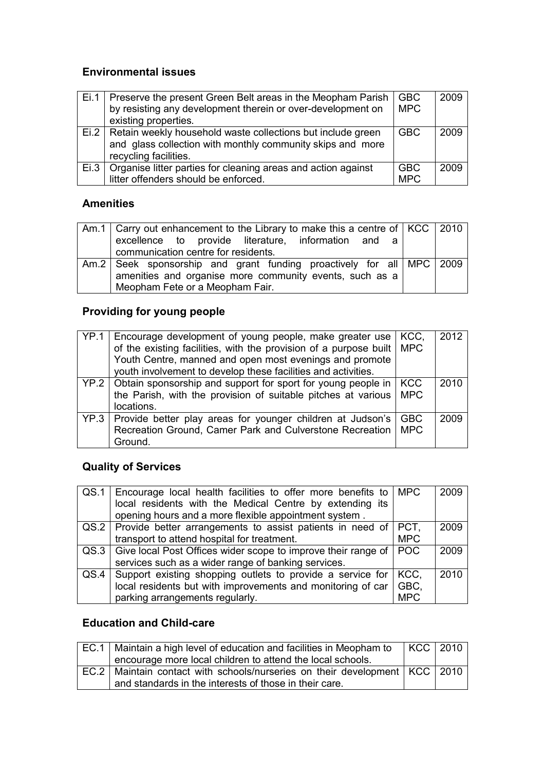### Environmental issues

| | | | |
|---|---|---|---|
| Ei.1 | Preserve the present Green Belt areas in the Meopham Parish by resisting any development therein or over-development on existing properties. | GBC MPC | 2009 |
| Ei.2 | Retain weekly household waste collections but include green and glass collection with monthly community skips and more recycling facilities. | GBC | 2009 |
| Ei.3 | Organise litter parties for cleaning areas and action against litter offenders should be enforced. | GBC MPC | 2009 |

### Amenities

| | | | |
|---|---|---|---|
| Am.1 | Carry out enhancement to the Library to make this a centre of excellence to provide literature, information and a communication centre for residents. | KCC | 2010 |
| Am.2 | Seek sponsorship and grant funding proactively for all amenities and organise more community events, such as a Meopham Fete or a Meopham Fair. | MPC | 2009 |

### Providing for young people

| | | | |
|---|---|---|---|
| YP.1 | Encourage development of young people, make greater use of the existing facilities, with the provision of a purpose built Youth Centre, manned and open most evenings and promote youth involvement to develop these facilities and activities. | KCC, MPC | 2012 |
| YP.2 | Obtain sponsorship and support for sport for young people in the Parish, with the provision of suitable pitches at various locations. | KCC MPC | 2010 |
| YP.3 | Provide better play areas for younger children at Judson's Recreation Ground, Camer Park and Culverstone Recreation Ground. | GBC MPC | 2009 |

### Quality of Services

| | | | |
|---|---|---|---|
| QS.1 | Encourage local health facilities to offer more benefits to local residents with the Medical Centre by extending its opening hours and a more flexible appointment system . | MPC | 2009 |
| QS.2 | Provide better arrangements to assist patients in need of transport to attend hospital for treatment. | PCT, MPC | 2009 |
| QS.3 | Give local Post Offices wider scope to improve their range of services such as a wider range of banking services. | POC | 2009 |
| QS.4 | Support existing shopping outlets to provide a service for local residents but with improvements and monitoring of car parking arrangements regularly. | KCC, GBC, MPC | 2010 |

### Education and Child-care

| | | | |
|---|---|---|---|
| EC.1 | Maintain a high level of education and facilities in Meopham to encourage more local children to attend the local schools. | KCC | 2010 |
| EC.2 | Maintain contact with schools/nurseries on their development and standards in the interests of those in their care. | KCC | 2010 |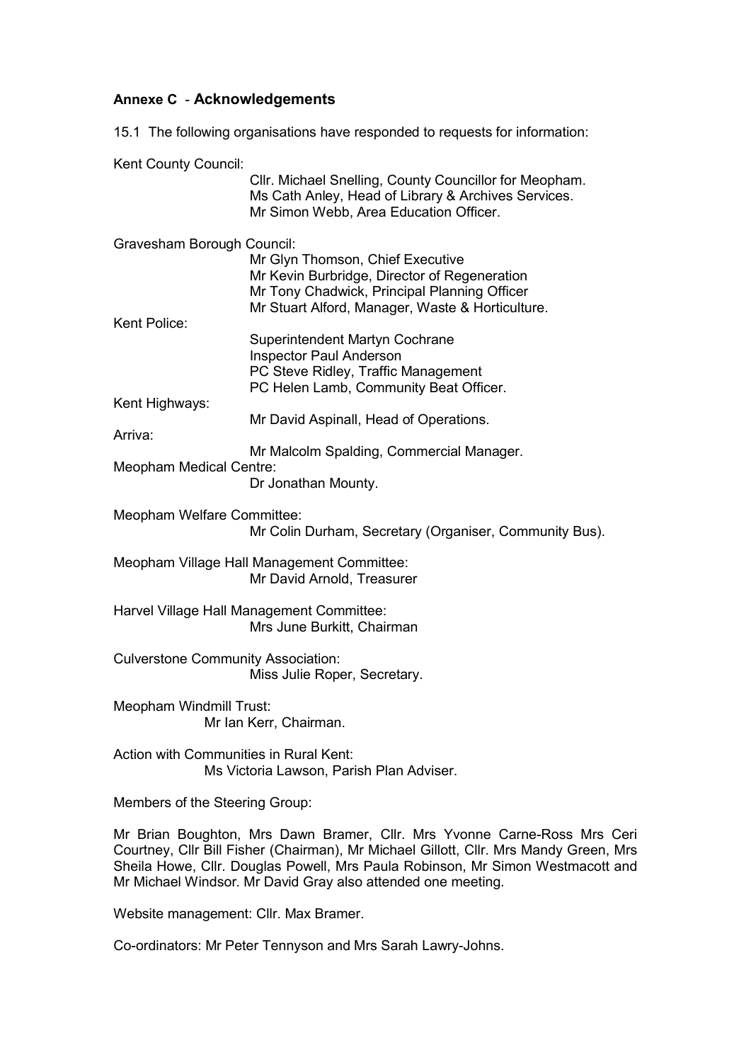## **Annexe C** - **Acknowledgements**

15.1 The following organisations have responded to requests for information:

Kent County Council:

Cllr. Michael Snelling, County Councillor for Meopham.
Ms Cath Anley, Head of Library & Archives Services.
Mr Simon Webb, Area Education Officer.

Gravesham Borough Council:

Mr Glyn Thomson, Chief Executive
Mr Kevin Burbridge, Director of Regeneration
Mr Tony Chadwick, Principal Planning Officer
Mr Stuart Alford, Manager, Waste & Horticulture.

Kent Police:

Superintendent Martyn Cochrane
Inspector Paul Anderson
PC Steve Ridley, Traffic Management
PC Helen Lamb, Community Beat Officer.

Kent Highways:

Mr David Aspinall, Head of Operations.

Arriva:

Mr Malcolm Spalding, Commercial Manager.

Meopham Medical Centre:

Dr Jonathan Mounty.

Meopham Welfare Committee:

Mr Colin Durham, Secretary (Organiser, Community Bus).

Meopham Village Hall Management Committee:

Mr David Arnold, Treasurer

Harvel Village Hall Management Committee:

Mrs June Burkitt, Chairman

Culverstone Community Association:

Miss Julie Roper, Secretary.

Meopham Windmill Trust:

Mr Ian Kerr, Chairman.

Action with Communities in Rural Kent:

Ms Victoria Lawson, Parish Plan Adviser.

Members of the Steering Group:

Mr Brian Boughton, Mrs Dawn Bramer, Cllr. Mrs Yvonne Carne-Ross Mrs Ceri Courtney, Cllr Bill Fisher (Chairman), Mr Michael Gillott, Cllr. Mrs Mandy Green, Mrs Sheila Howe, Cllr. Douglas Powell, Mrs Paula Robinson, Mr Simon Westmacott and Mr Michael Windsor. Mr David Gray also attended one meeting.

Website management: Cllr. Max Bramer.

Co-ordinators: Mr Peter Tennyson and Mrs Sarah Lawry-Johns.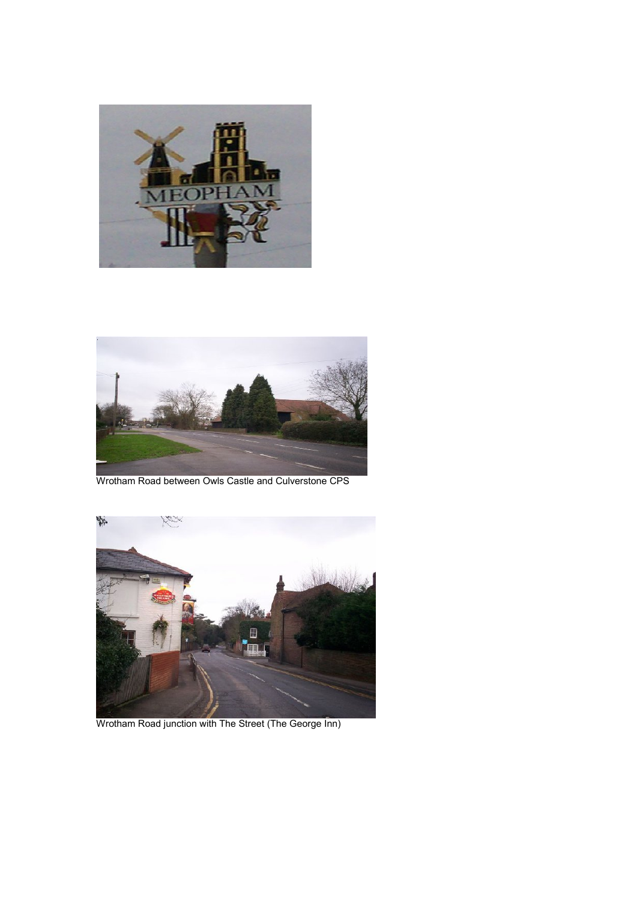Wrotham Road between Owls Castle and Culverstone CPS

Wrotham Road junction with The Street (The George Inn)